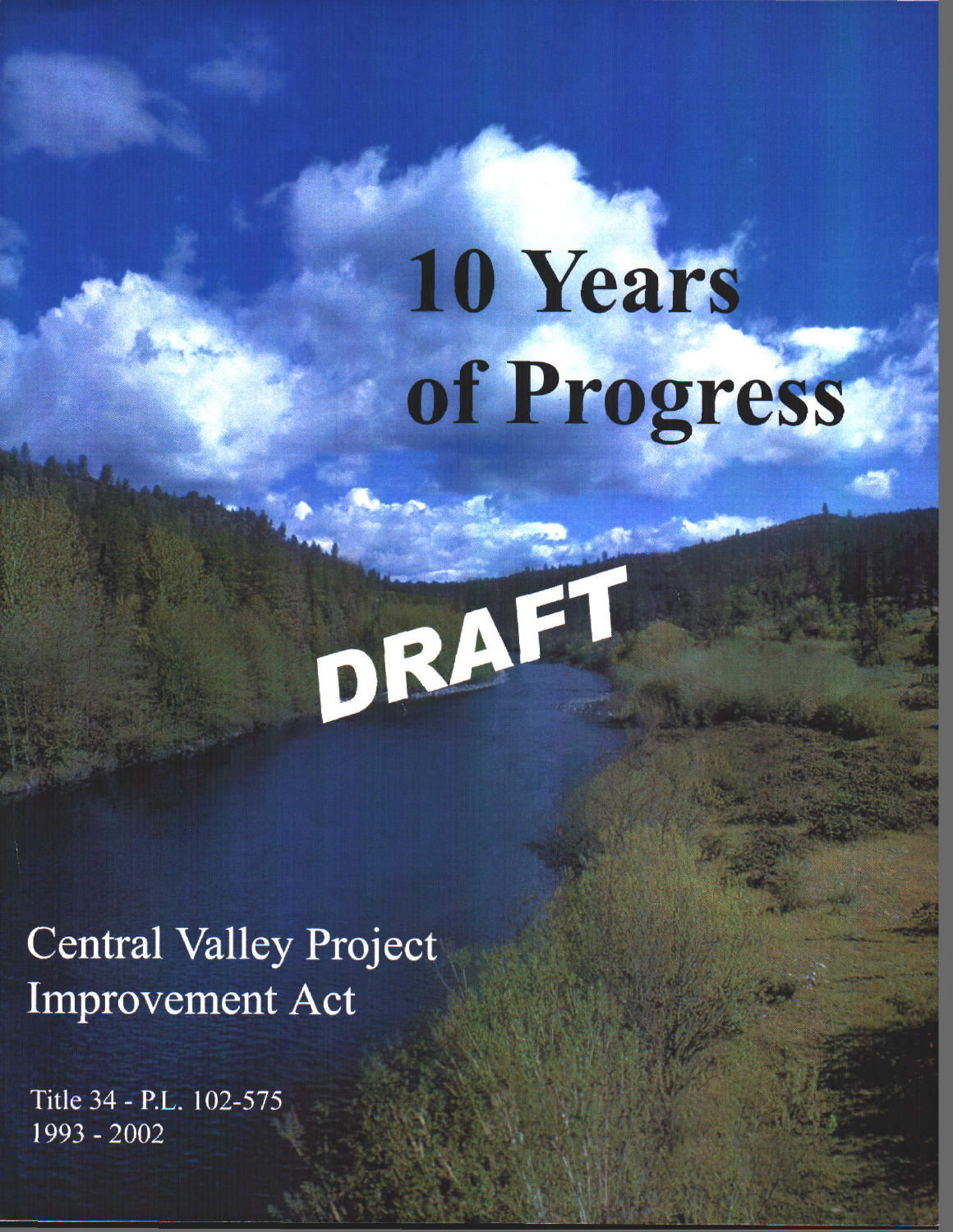# 10 Years of Progress

DRAFT

## Central Valley Project Improvement Act

Title 34 - P.L. 102-575
1993 - 2002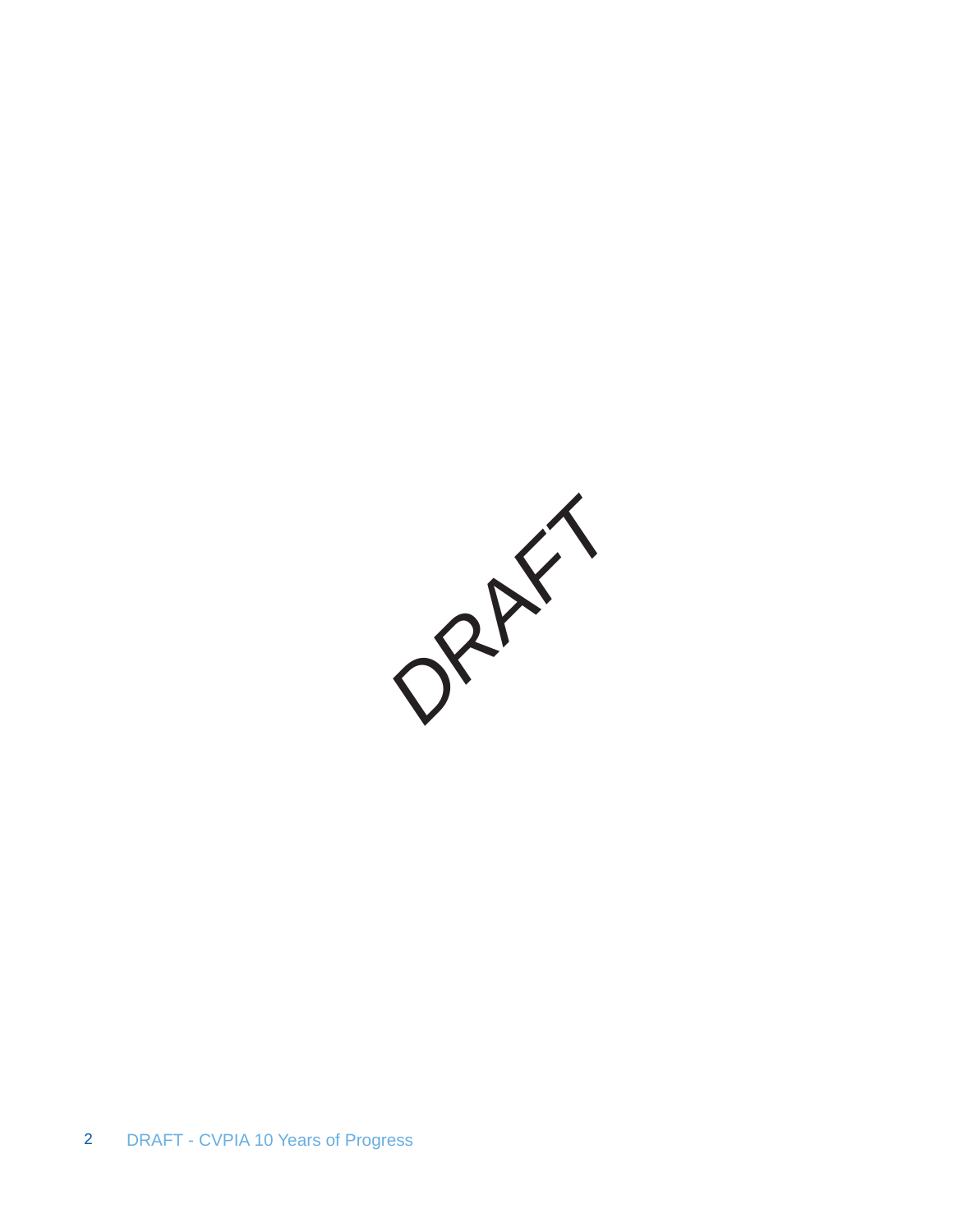DRAFT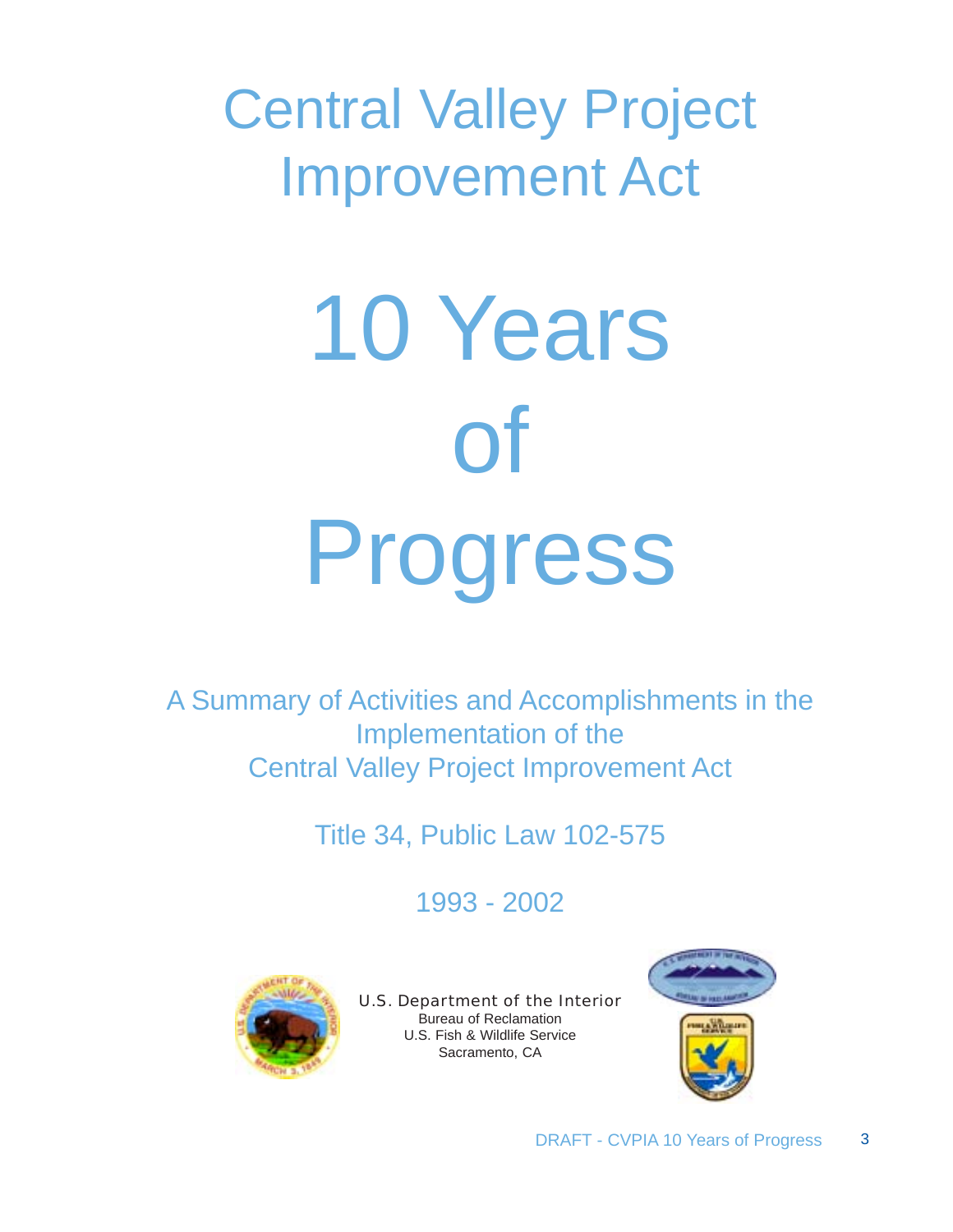# Central Valley Project Improvement Act

# 10 Years of Progress

A Summary of Activities and Accomplishments in the Implementation of the Central Valley Project Improvement Act

Title 34, Public Law 102-575

1993 - 2002

U.S. Department of the Interior
Bureau of Reclamation
U.S. Fish & Wildlife Service
Sacramento, CA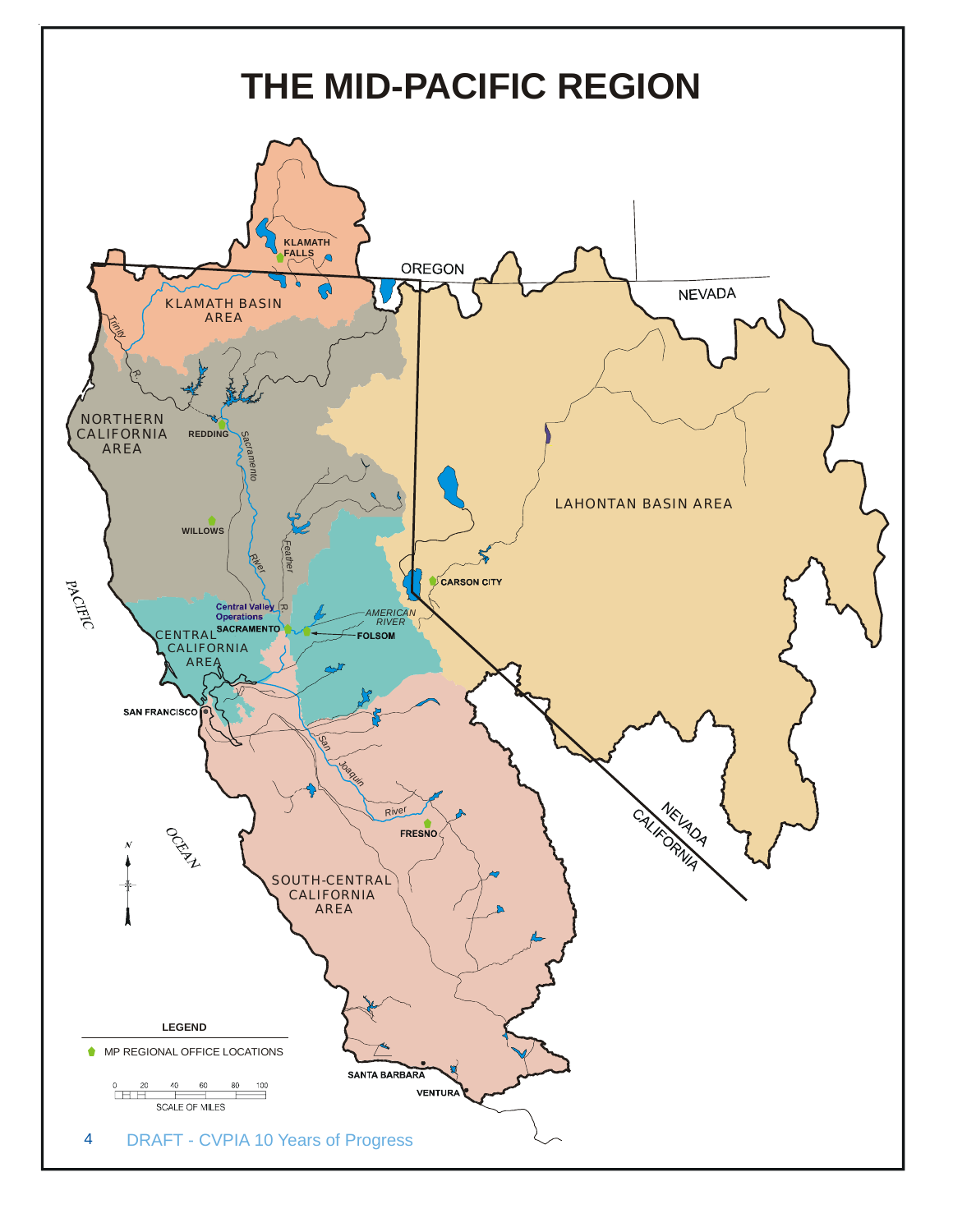# THE MID-PACIFIC REGION

KLAMATH FALLS

OREGON

NEVADA

KLAMATH BASIN AREA

Trinity R.

NORTHERN CALIFORNIA AREA

REDDING

Sacramento River

LAHONTAN BASIN AREA

WILLOWS

Feather R.

CARSON CITY

PACIFIC OCEAN

Central Valley Operations

SACRAMENTO

AMERICAN RIVER

FOLSOM

CENTRAL CALIFORNIA AREA

SAN FRANCISCO

San Joaquin River

NEVADA
CALIFORNIA

FRESNO

SOUTH-CENTRAL CALIFORNIA AREA

N

LEGEND

MP REGIONAL OFFICE LOCATIONS

SANTA BARBARA

VENTURA

0 20 40 60 80 100
SCALE OF MILES

DRAFT - CVPIA 10 Years of Progress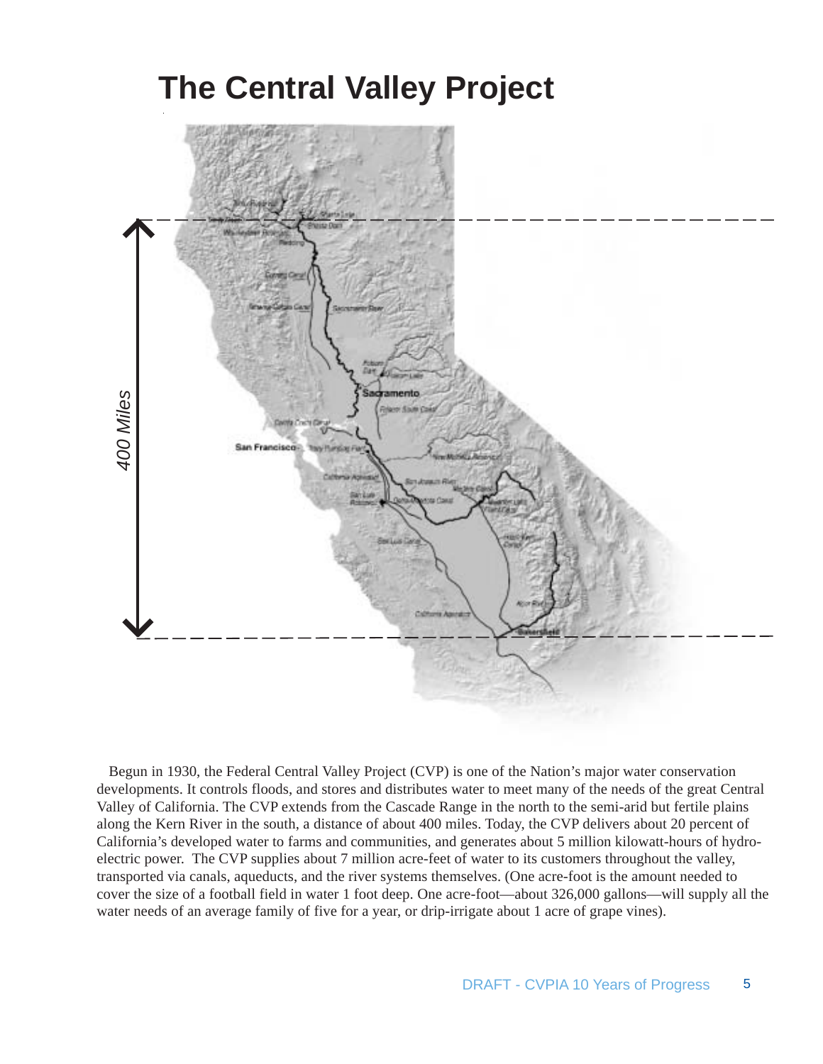# The Central Valley Project

400 Miles

Begun in 1930, the Federal Central Valley Project (CVP) is one of the Nation's major water conservation developments. It controls floods, and stores and distributes water to meet many of the needs of the great Central Valley of California. The CVP extends from the Cascade Range in the north to the semi-arid but fertile plains along the Kern River in the south, a distance of about 400 miles. Today, the CVP delivers about 20 percent of California's developed water to farms and communities, and generates about 5 million kilowatt-hours of hydro-electric power. The CVP supplies about 7 million acre-feet of water to its customers throughout the valley, transported via canals, aqueducts, and the river systems themselves. (One acre-foot is the amount needed to cover the size of a football field in water 1 foot deep. One acre-foot—about 326,000 gallons—will supply all the water needs of an average family of five for a year, or drip-irrigate about 1 acre of grape vines).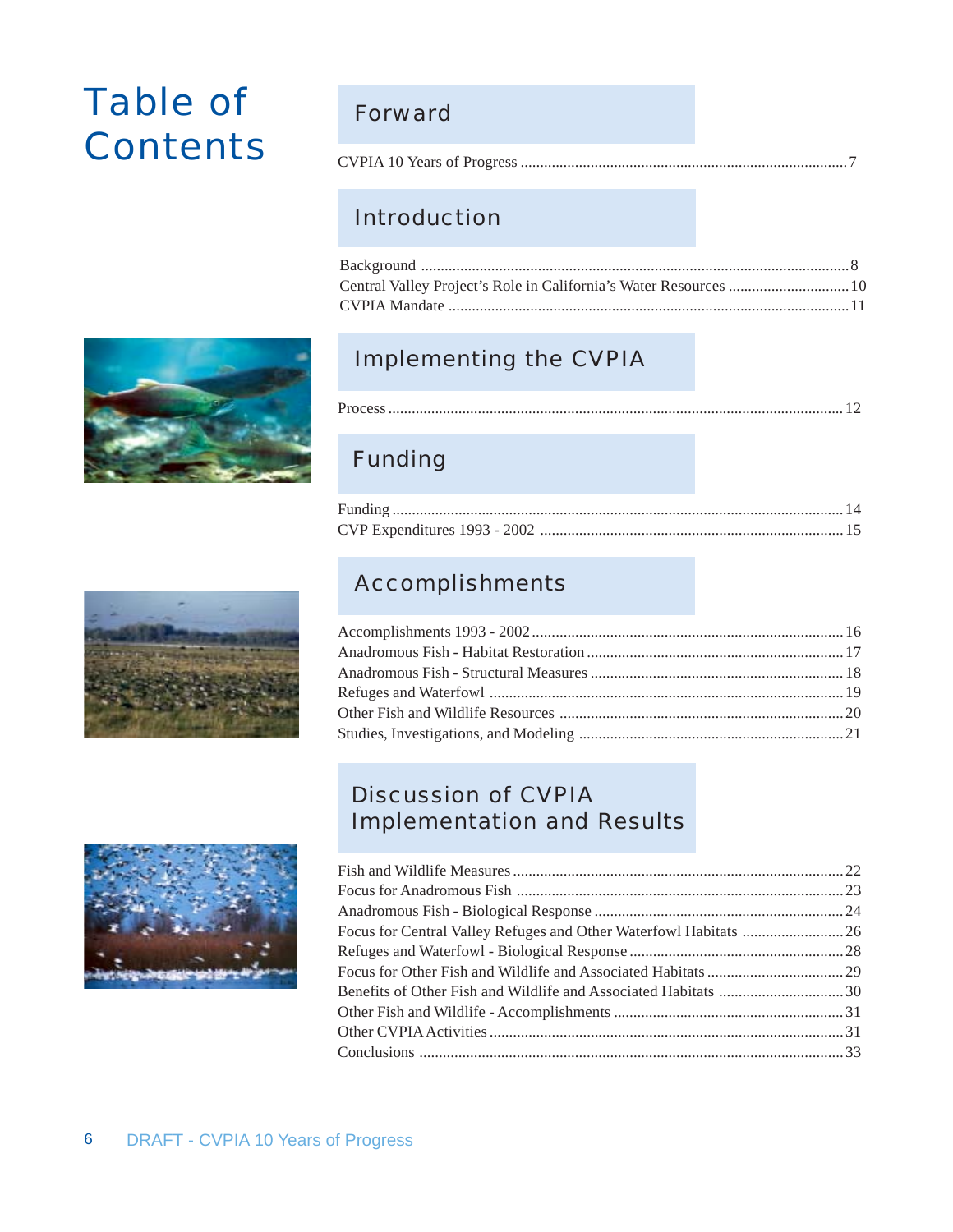# Table of Contents

## Forward

CVPIA 10 Years of Progress ........ 7

## Introduction

Background ........ 8
Central Valley Project's Role in California's Water Resources ........ 10
CVPIA Mandate ........ 11

## Implementing the CVPIA

Process ........ 12

## Funding

Funding ........ 14
CVP Expenditures 1993 - 2002 ........ 15

## Accomplishments

Accomplishments 1993 - 2002 ........ 16
Anadromous Fish - Habitat Restoration ........ 17
Anadromous Fish - Structural Measures ........ 18
Refuges and Waterfowl ........ 19
Other Fish and Wildlife Resources ........ 20
Studies, Investigations, and Modeling ........ 21

## Discussion of CVPIA Implementation and Results

Fish and Wildlife Measures ........ 22
Focus for Anadromous Fish ........ 23
Anadromous Fish - Biological Response ........ 24
Focus for Central Valley Refuges and Other Waterfowl Habitats ........ 26
Refuges and Waterfowl - Biological Response ........ 28
Focus for Other Fish and Wildlife and Associated Habitats ........ 29
Benefits of Other Fish and Wildlife and Associated Habitats ........ 30
Other Fish and Wildlife - Accomplishments ........ 31
Other CVPIA Activities ........ 31
Conclusions ........ 33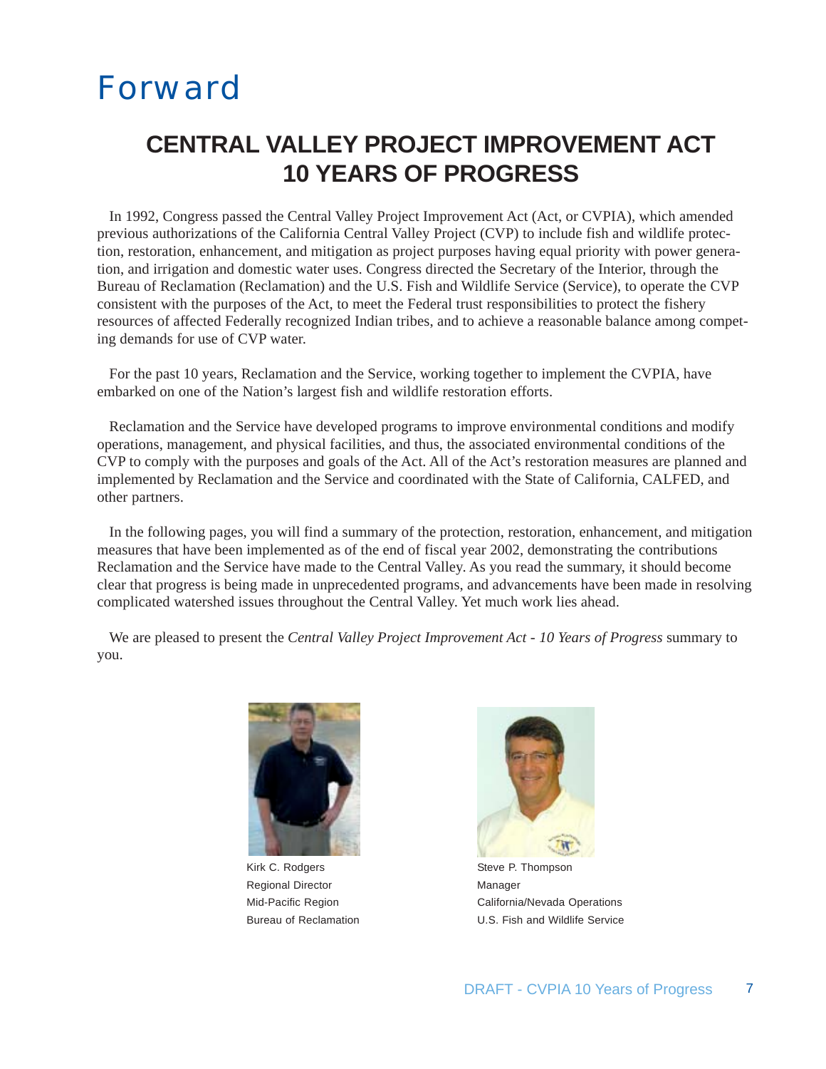# Forward

## CENTRAL VALLEY PROJECT IMPROVEMENT ACT 10 YEARS OF PROGRESS

In 1992, Congress passed the Central Valley Project Improvement Act (Act, or CVPIA), which amended previous authorizations of the California Central Valley Project (CVP) to include fish and wildlife protection, restoration, enhancement, and mitigation as project purposes having equal priority with power generation, and irrigation and domestic water uses. Congress directed the Secretary of the Interior, through the Bureau of Reclamation (Reclamation) and the U.S. Fish and Wildlife Service (Service), to operate the CVP consistent with the purposes of the Act, to meet the Federal trust responsibilities to protect the fishery resources of affected Federally recognized Indian tribes, and to achieve a reasonable balance among competing demands for use of CVP water.

For the past 10 years, Reclamation and the Service, working together to implement the CVPIA, have embarked on one of the Nation's largest fish and wildlife restoration efforts.

Reclamation and the Service have developed programs to improve environmental conditions and modify operations, management, and physical facilities, and thus, the associated environmental conditions of the CVP to comply with the purposes and goals of the Act. All of the Act's restoration measures are planned and implemented by Reclamation and the Service and coordinated with the State of California, CALFED, and other partners.

In the following pages, you will find a summary of the protection, restoration, enhancement, and mitigation measures that have been implemented as of the end of fiscal year 2002, demonstrating the contributions Reclamation and the Service have made to the Central Valley. As you read the summary, it should become clear that progress is being made in unprecedented programs, and advancements have been made in resolving complicated watershed issues throughout the Central Valley. Yet much work lies ahead.

We are pleased to present the *Central Valley Project Improvement Act - 10 Years of Progress* summary to you.

Kirk C. Rodgers
Regional Director
Mid-Pacific Region
Bureau of Reclamation

Steve P. Thompson
Manager
California/Nevada Operations
U.S. Fish and Wildlife Service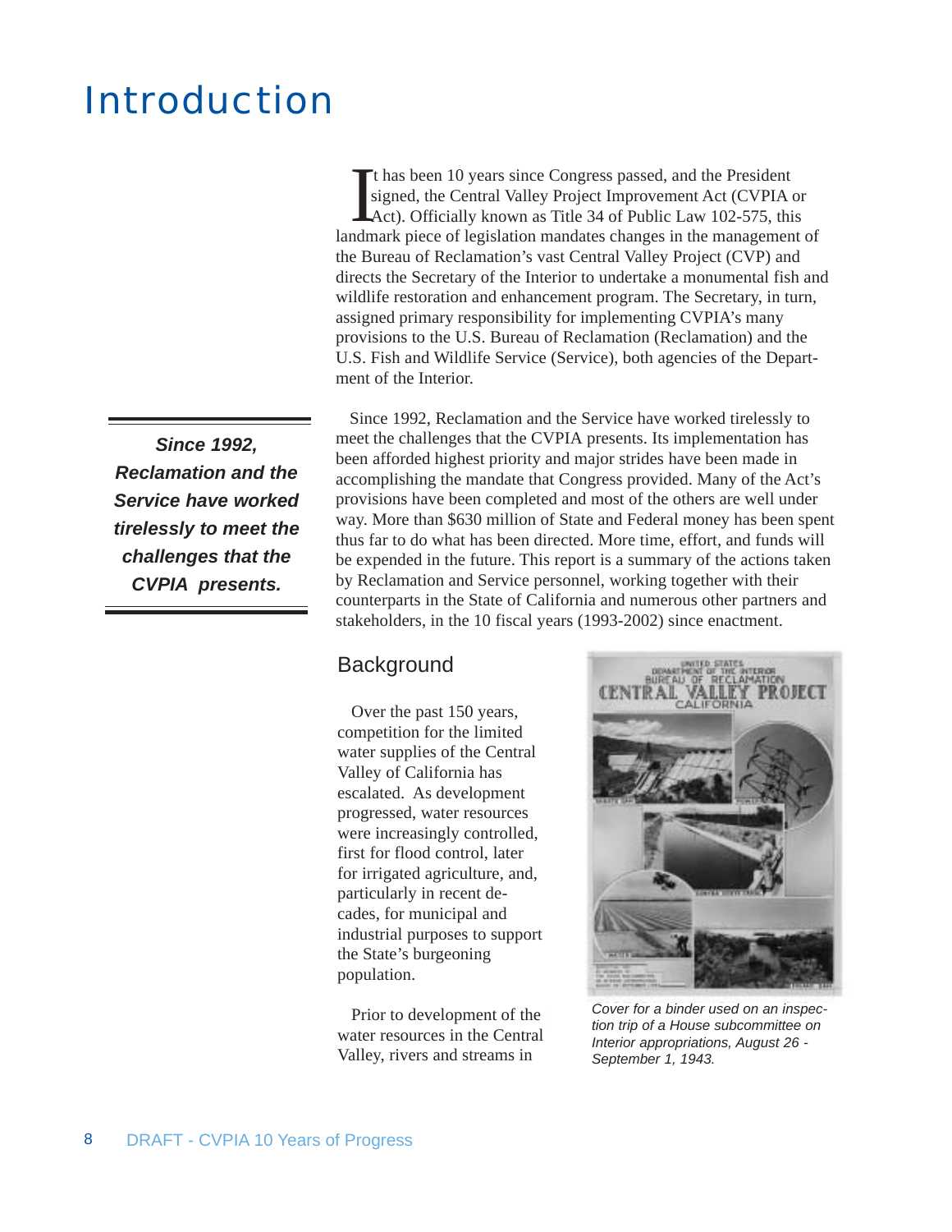# Introduction

It has been 10 years since Congress passed, and the President signed, the Central Valley Project Improvement Act (CVPIA or Act). Officially known as Title 34 of Public Law 102-575, this landmark piece of legislation mandates changes in the management of the Bureau of Reclamation's vast Central Valley Project (CVP) and directs the Secretary of the Interior to undertake a monumental fish and wildlife restoration and enhancement program. The Secretary, in turn, assigned primary responsibility for implementing CVPIA's many provisions to the U.S. Bureau of Reclamation (Reclamation) and the U.S. Fish and Wildlife Service (Service), both agencies of the Department of the Interior.

***Since 1992, Reclamation and the Service have worked tirelessly to meet the challenges that the CVPIA presents.***

Since 1992, Reclamation and the Service have worked tirelessly to meet the challenges that the CVPIA presents. Its implementation has been afforded highest priority and major strides have been made in accomplishing the mandate that Congress provided. Many of the Act's provisions have been completed and most of the others are well under way. More than $630 million of State and Federal money has been spent thus far to do what has been directed. More time, effort, and funds will be expended in the future. This report is a summary of the actions taken by Reclamation and Service personnel, working together with their counterparts in the State of California and numerous other partners and stakeholders, in the 10 fiscal years (1993-2002) since enactment.

## Background

Over the past 150 years, competition for the limited water supplies of the Central Valley of California has escalated. As development progressed, water resources were increasingly controlled, first for flood control, later for irrigated agriculture, and, particularly in recent decades, for municipal and industrial purposes to support the State's burgeoning population.

Prior to development of the water resources in the Central Valley, rivers and streams in

*Cover for a binder used on an inspection trip of a House subcommittee on Interior appropriations, August 26 - September 1, 1943.*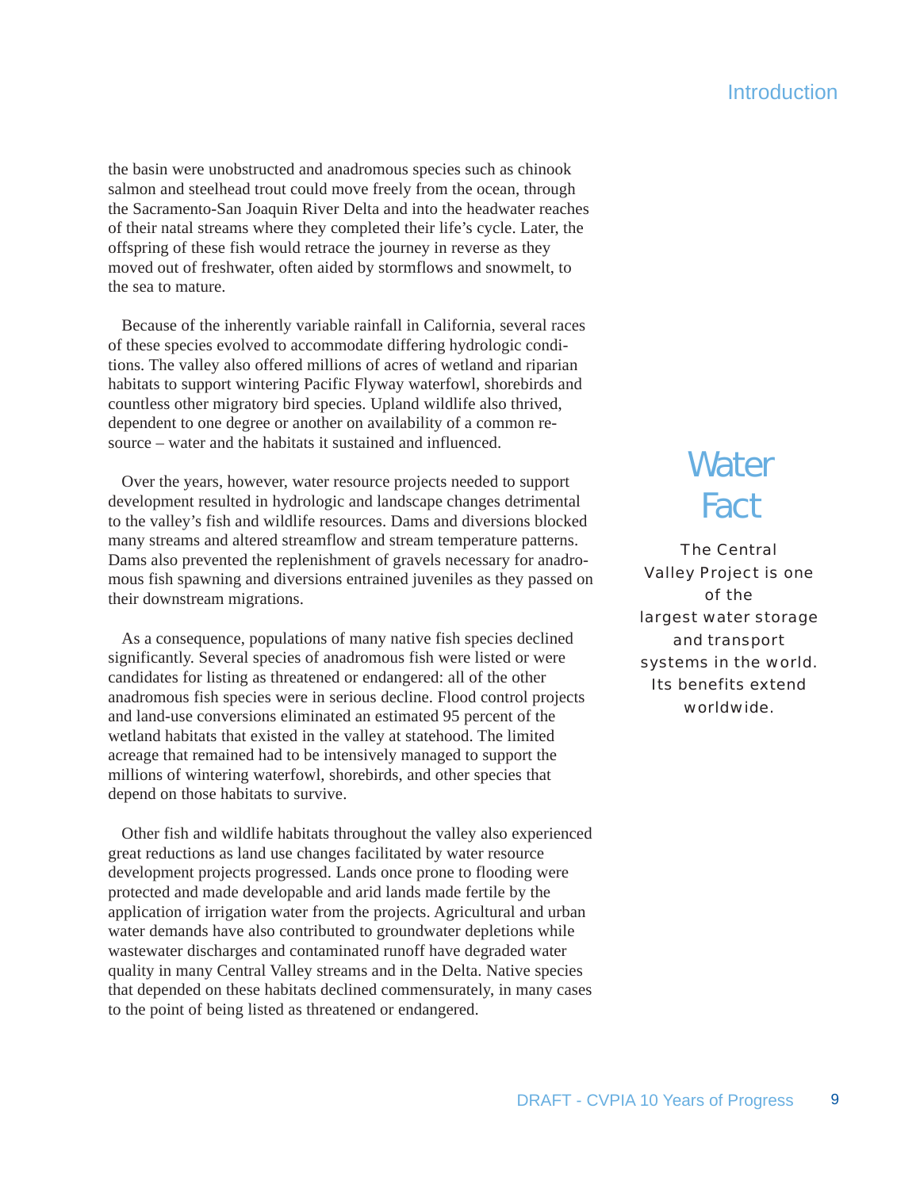the basin were unobstructed and anadromous species such as chinook salmon and steelhead trout could move freely from the ocean, through the Sacramento-San Joaquin River Delta and into the headwater reaches of their natal streams where they completed their life's cycle. Later, the offspring of these fish would retrace the journey in reverse as they moved out of freshwater, often aided by stormflows and snowmelt, to the sea to mature.

Because of the inherently variable rainfall in California, several races of these species evolved to accommodate differing hydrologic conditions. The valley also offered millions of acres of wetland and riparian habitats to support wintering Pacific Flyway waterfowl, shorebirds and countless other migratory bird species. Upland wildlife also thrived, dependent to one degree or another on availability of a common resource – water and the habitats it sustained and influenced.

Over the years, however, water resource projects needed to support development resulted in hydrologic and landscape changes detrimental to the valley's fish and wildlife resources. Dams and diversions blocked many streams and altered streamflow and stream temperature patterns. Dams also prevented the replenishment of gravels necessary for anadromous fish spawning and diversions entrained juveniles as they passed on their downstream migrations.

As a consequence, populations of many native fish species declined significantly. Several species of anadromous fish were listed or were candidates for listing as threatened or endangered: all of the other anadromous fish species were in serious decline. Flood control projects and land-use conversions eliminated an estimated 95 percent of the wetland habitats that existed in the valley at statehood. The limited acreage that remained had to be intensively managed to support the millions of wintering waterfowl, shorebirds, and other species that depend on those habitats to survive.

Other fish and wildlife habitats throughout the valley also experienced great reductions as land use changes facilitated by water resource development projects progressed. Lands once prone to flooding were protected and made developable and arid lands made fertile by the application of irrigation water from the projects. Agricultural and urban water demands have also contributed to groundwater depletions while wastewater discharges and contaminated runoff have degraded water quality in many Central Valley streams and in the Delta. Native species that depended on these habitats declined commensurately, in many cases to the point of being listed as threatened or endangered.

## Water Fact

The Central Valley Project is one of the largest water storage and transport systems in the world. Its benefits extend worldwide.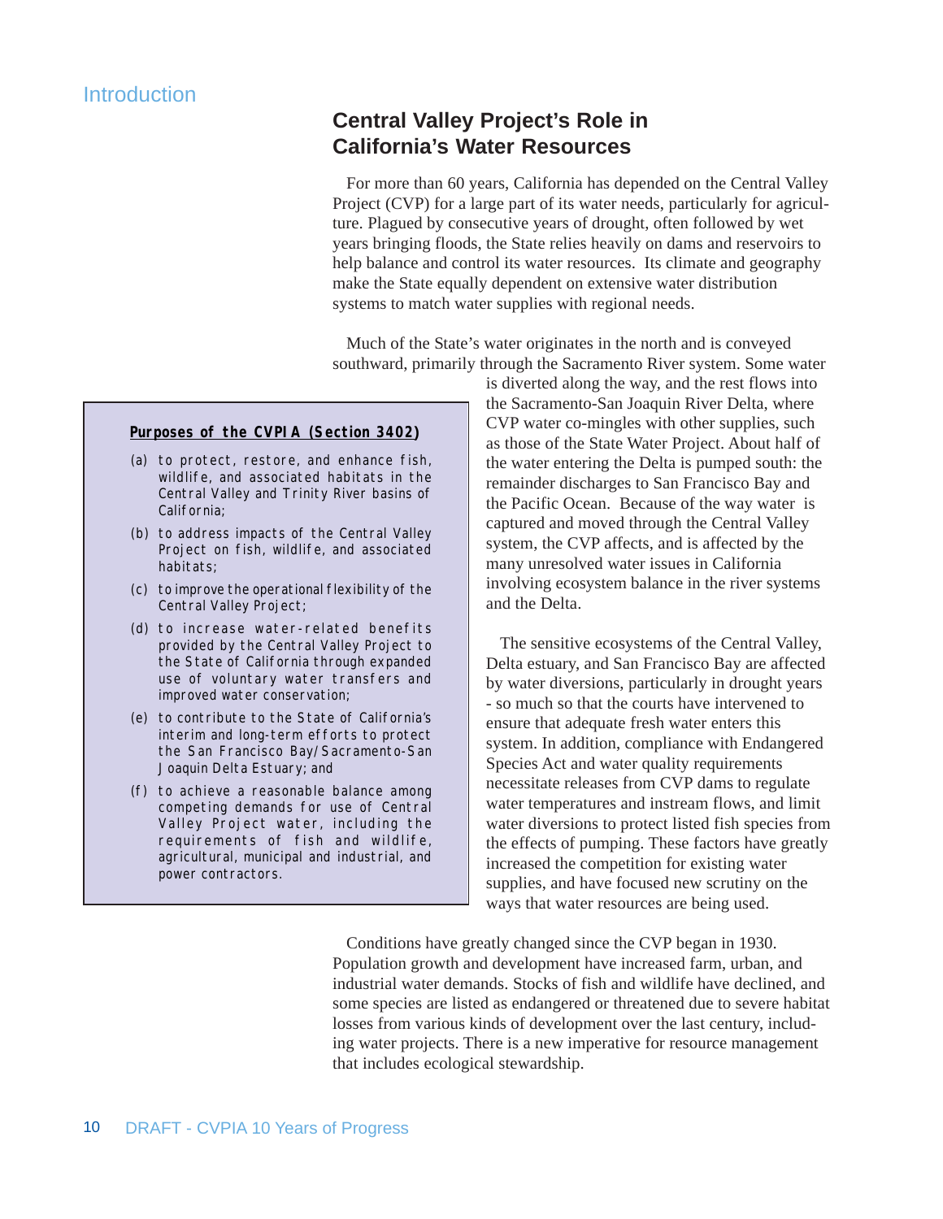# Introduction

## Central Valley Project's Role in California's Water Resources

For more than 60 years, California has depended on the Central Valley Project (CVP) for a large part of its water needs, particularly for agriculture. Plagued by consecutive years of drought, often followed by wet years bringing floods, the State relies heavily on dams and reservoirs to help balance and control its water resources. Its climate and geography make the State equally dependent on extensive water distribution systems to match water supplies with regional needs.

Much of the State's water originates in the north and is conveyed southward, primarily through the Sacramento River system. Some water is diverted along the way, and the rest flows into the Sacramento-San Joaquin River Delta, where CVP water co-mingles with other supplies, such as those of the State Water Project. About half of the water entering the Delta is pumped south: the remainder discharges to San Francisco Bay and the Pacific Ocean. Because of the way water is captured and moved through the Central Valley system, the CVP affects, and is affected by the many unresolved water issues in California involving ecosystem balance in the river systems and the Delta.

**Purposes of the CVPIA (Section 3402)**

(a) to protect, restore, and enhance fish, wildlife, and associated habitats in the Central Valley and Trinity River basins of California;

(b) to address impacts of the Central Valley Project on fish, wildlife, and associated habitats;

(c) to improve the operational flexibility of the Central Valley Project;

(d) to increase water-related benefits provided by the Central Valley Project to the State of California through expanded use of voluntary water transfers and improved water conservation;

(e) to contribute to the State of California's interim and long-term efforts to protect the San Francisco Bay/Sacramento-San Joaquin Delta Estuary; and

(f) to achieve a reasonable balance among competing demands for use of Central Valley Project water, including the requirements of fish and wildlife, agricultural, municipal and industrial, and power contractors.

The sensitive ecosystems of the Central Valley, Delta estuary, and San Francisco Bay are affected by water diversions, particularly in drought years - so much so that the courts have intervened to ensure that adequate fresh water enters this system. In addition, compliance with Endangered Species Act and water quality requirements necessitate releases from CVP dams to regulate water temperatures and instream flows, and limit water diversions to protect listed fish species from the effects of pumping. These factors have greatly increased the competition for existing water supplies, and have focused new scrutiny on the ways that water resources are being used.

Conditions have greatly changed since the CVP began in 1930. Population growth and development have increased farm, urban, and industrial water demands. Stocks of fish and wildlife have declined, and some species are listed as endangered or threatened due to severe habitat losses from various kinds of development over the last century, including water projects. There is a new imperative for resource management that includes ecological stewardship.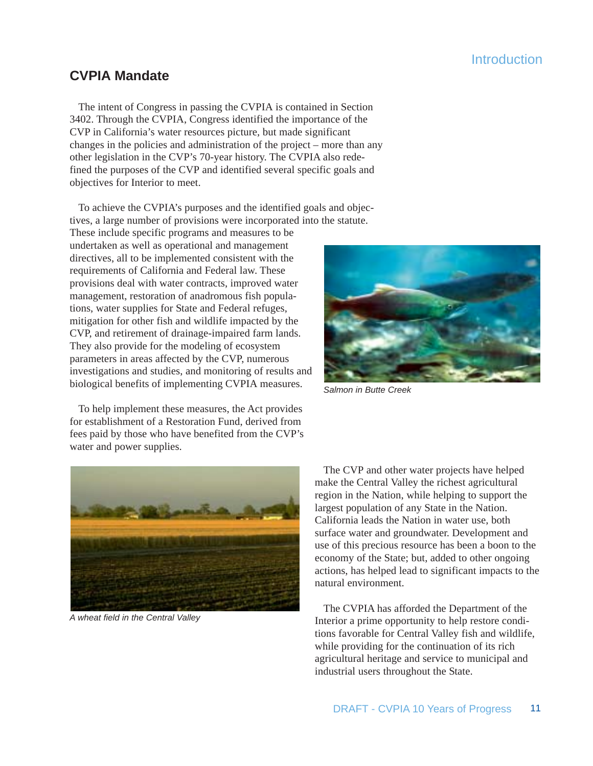## CVPIA Mandate

The intent of Congress in passing the CVPIA is contained in Section 3402. Through the CVPIA, Congress identified the importance of the CVP in California's water resources picture, but made significant changes in the policies and administration of the project – more than any other legislation in the CVP's 70-year history. The CVPIA also redefined the purposes of the CVP and identified several specific goals and objectives for Interior to meet.

To achieve the CVPIA's purposes and the identified goals and objectives, a large number of provisions were incorporated into the statute. These include specific programs and measures to be undertaken as well as operational and management directives, all to be implemented consistent with the requirements of California and Federal law. These provisions deal with water contracts, improved water management, restoration of anadromous fish populations, water supplies for State and Federal refuges, mitigation for other fish and wildlife impacted by the CVP, and retirement of drainage-impaired farm lands. They also provide for the modeling of ecosystem parameters in areas affected by the CVP, numerous investigations and studies, and monitoring of results and biological benefits of implementing CVPIA measures.

*Salmon in Butte Creek*

To help implement these measures, the Act provides for establishment of a Restoration Fund, derived from fees paid by those who have benefited from the CVP's water and power supplies.

*A wheat field in the Central Valley*

The CVP and other water projects have helped make the Central Valley the richest agricultural region in the Nation, while helping to support the largest population of any State in the Nation. California leads the Nation in water use, both surface water and groundwater. Development and use of this precious resource has been a boon to the economy of the State; but, added to other ongoing actions, has helped lead to significant impacts to the natural environment.

The CVPIA has afforded the Department of the Interior a prime opportunity to help restore conditions favorable for Central Valley fish and wildlife, while providing for the continuation of its rich agricultural heritage and service to municipal and industrial users throughout the State.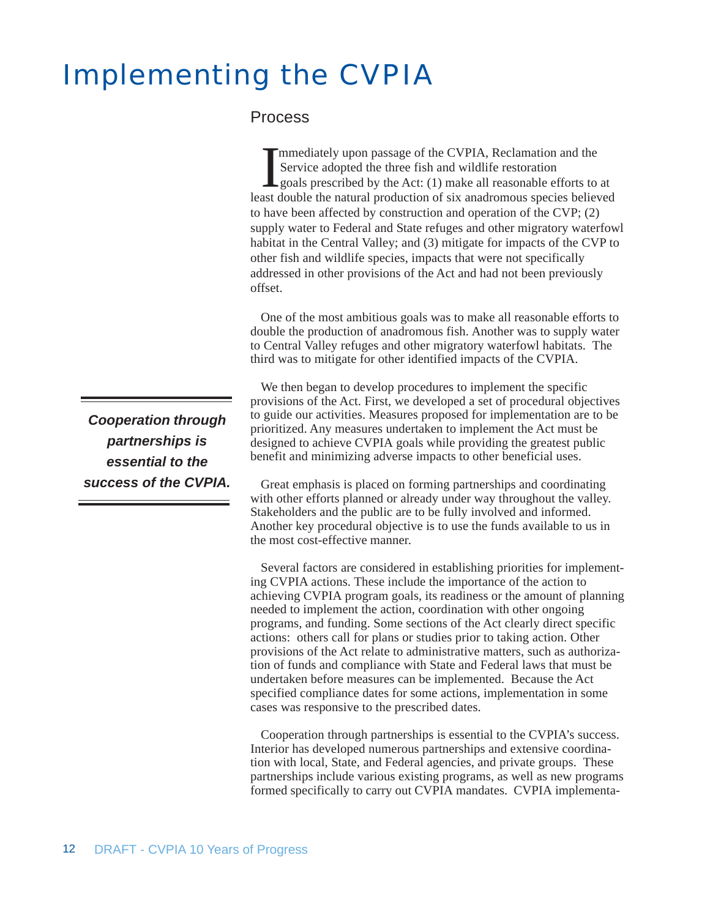# Implementing the CVPIA

## Process

Immediately upon passage of the CVPIA, Reclamation and the Service adopted the three fish and wildlife restoration goals prescribed by the Act: (1) make all reasonable efforts to at least double the natural production of six anadromous species believed to have been affected by construction and operation of the CVP; (2) supply water to Federal and State refuges and other migratory waterfowl habitat in the Central Valley; and (3) mitigate for impacts of the CVP to other fish and wildlife species, impacts that were not specifically addressed in other provisions of the Act and had not been previously offset.

One of the most ambitious goals was to make all reasonable efforts to double the production of anadromous fish. Another was to supply water to Central Valley refuges and other migratory waterfowl habitats. The third was to mitigate for other identified impacts of the CVPIA.

> ***Cooperation through partnerships is essential to the success of the CVPIA.***

We then began to develop procedures to implement the specific provisions of the Act. First, we developed a set of procedural objectives to guide our activities. Measures proposed for implementation are to be prioritized. Any measures undertaken to implement the Act must be designed to achieve CVPIA goals while providing the greatest public benefit and minimizing adverse impacts to other beneficial uses.

Great emphasis is placed on forming partnerships and coordinating with other efforts planned or already under way throughout the valley. Stakeholders and the public are to be fully involved and informed. Another key procedural objective is to use the funds available to us in the most cost-effective manner.

Several factors are considered in establishing priorities for implementing CVPIA actions. These include the importance of the action to achieving CVPIA program goals, its readiness or the amount of planning needed to implement the action, coordination with other ongoing programs, and funding. Some sections of the Act clearly direct specific actions: others call for plans or studies prior to taking action. Other provisions of the Act relate to administrative matters, such as authorization of funds and compliance with State and Federal laws that must be undertaken before measures can be implemented. Because the Act specified compliance dates for some actions, implementation in some cases was responsive to the prescribed dates.

Cooperation through partnerships is essential to the CVPIA's success. Interior has developed numerous partnerships and extensive coordination with local, State, and Federal agencies, and private groups. These partnerships include various existing programs, as well as new programs formed specifically to carry out CVPIA mandates. CVPIA implementa-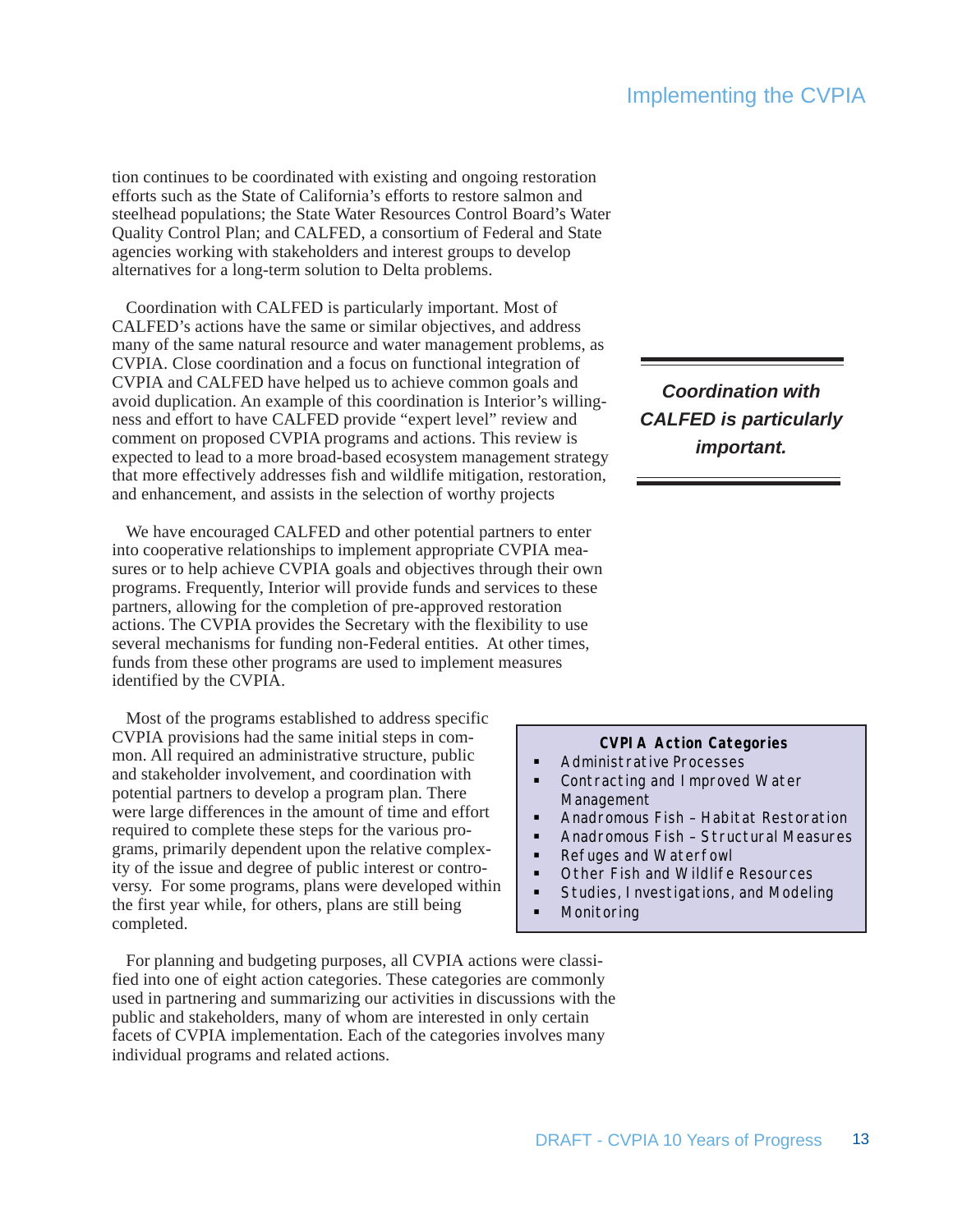tion continues to be coordinated with existing and ongoing restoration efforts such as the State of California's efforts to restore salmon and steelhead populations; the State Water Resources Control Board's Water Quality Control Plan; and CALFED, a consortium of Federal and State agencies working with stakeholders and interest groups to develop alternatives for a long-term solution to Delta problems.

Coordination with CALFED is particularly important. Most of CALFED's actions have the same or similar objectives, and address many of the same natural resource and water management problems, as CVPIA. Close coordination and a focus on functional integration of CVPIA and CALFED have helped us to achieve common goals and avoid duplication. An example of this coordination is Interior's willingness and effort to have CALFED provide "expert level" review and comment on proposed CVPIA programs and actions. This review is expected to lead to a more broad-based ecosystem management strategy that more effectively addresses fish and wildlife mitigation, restoration, and enhancement, and assists in the selection of worthy projects

***Coordination with CALFED is particularly important.***

We have encouraged CALFED and other potential partners to enter into cooperative relationships to implement appropriate CVPIA measures or to help achieve CVPIA goals and objectives through their own programs. Frequently, Interior will provide funds and services to these partners, allowing for the completion of pre-approved restoration actions. The CVPIA provides the Secretary with the flexibility to use several mechanisms for funding non-Federal entities. At other times, funds from these other programs are used to implement measures identified by the CVPIA.

Most of the programs established to address specific CVPIA provisions had the same initial steps in common. All required an administrative structure, public and stakeholder involvement, and coordination with potential partners to develop a program plan. There were large differences in the amount of time and effort required to complete these steps for the various programs, primarily dependent upon the relative complexity of the issue and degree of public interest or controversy. For some programs, plans were developed within the first year while, for others, plans are still being completed.

**CVPIA Action Categories**

- Administrative Processes
- Contracting and Improved Water Management
- Anadromous Fish – Habitat Restoration
- Anadromous Fish – Structural Measures
- Refuges and Waterfowl
- Other Fish and Wildlife Resources
- Studies, Investigations, and Modeling
- Monitoring

For planning and budgeting purposes, all CVPIA actions were classified into one of eight action categories. These categories are commonly used in partnering and summarizing our activities in discussions with the public and stakeholders, many of whom are interested in only certain facets of CVPIA implementation. Each of the categories involves many individual programs and related actions.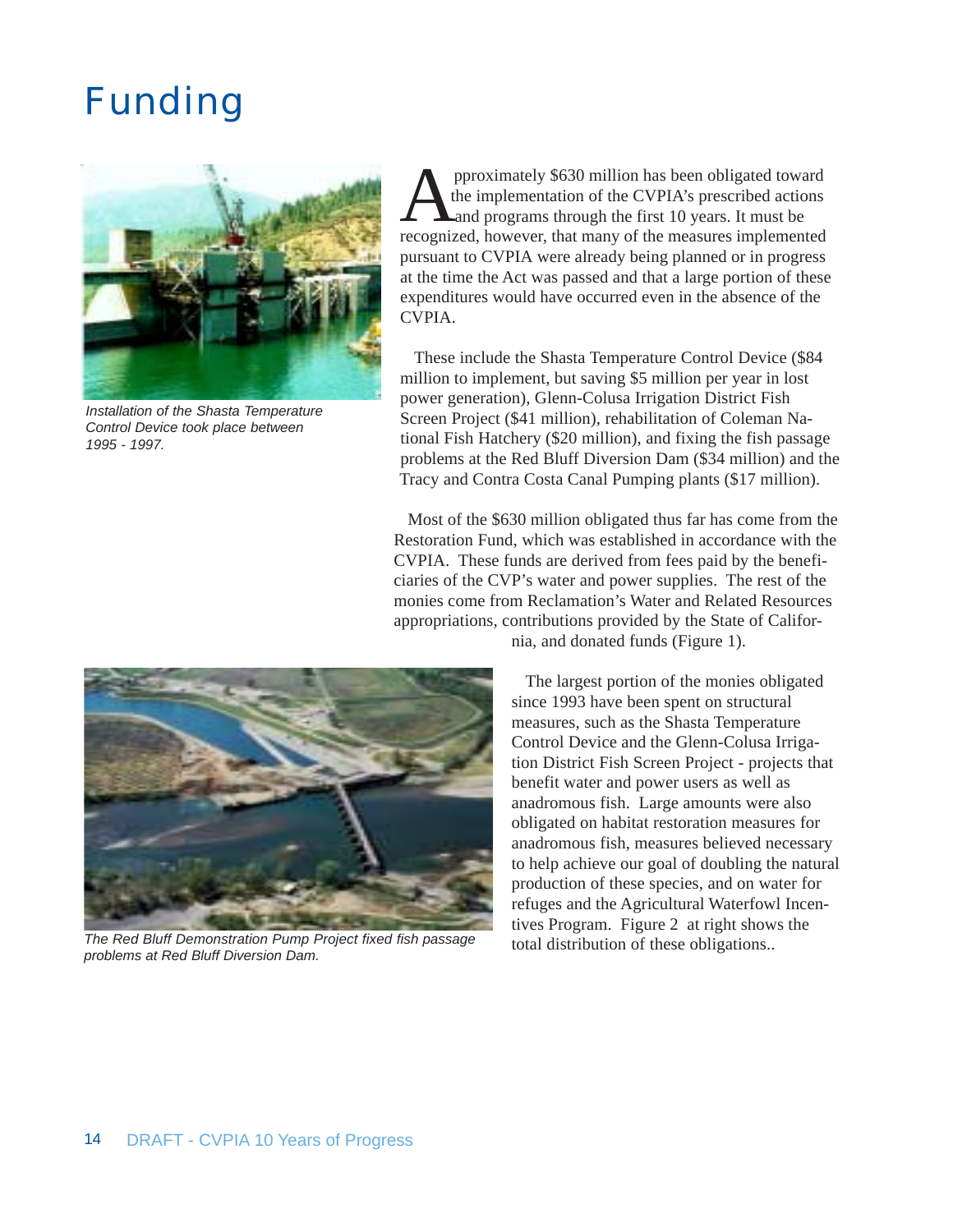# Funding

Installation of the Shasta Temperature Control Device took place between 1995 - 1997.

Approximately $630 million has been obligated toward the implementation of the CVPIA's prescribed actions and programs through the first 10 years. It must be recognized, however, that many of the measures implemented pursuant to CVPIA were already being planned or in progress at the time the Act was passed and that a large portion of these expenditures would have occurred even in the absence of the CVPIA.

These include the Shasta Temperature Control Device ($84 million to implement, but saving $5 million per year in lost power generation), Glenn-Colusa Irrigation District Fish Screen Project ($41 million), rehabilitation of Coleman National Fish Hatchery ($20 million), and fixing the fish passage problems at the Red Bluff Diversion Dam ($34 million) and the Tracy and Contra Costa Canal Pumping plants ($17 million).

Most of the $630 million obligated thus far has come from the Restoration Fund, which was established in accordance with the CVPIA. These funds are derived from fees paid by the beneficiaries of the CVP's water and power supplies. The rest of the monies come from Reclamation's Water and Related Resources appropriations, contributions provided by the State of California, and donated funds (Figure 1).

The largest portion of the monies obligated since 1993 have been spent on structural measures, such as the Shasta Temperature Control Device and the Glenn-Colusa Irrigation District Fish Screen Project - projects that benefit water and power users as well as anadromous fish. Large amounts were also obligated on habitat restoration measures for anadromous fish, measures believed necessary to help achieve our goal of doubling the natural production of these species, and on water for refuges and the Agricultural Waterfowl Incentives Program. Figure 2 at right shows the total distribution of these obligations..

The Red Bluff Demonstration Pump Project fixed fish passage problems at Red Bluff Diversion Dam.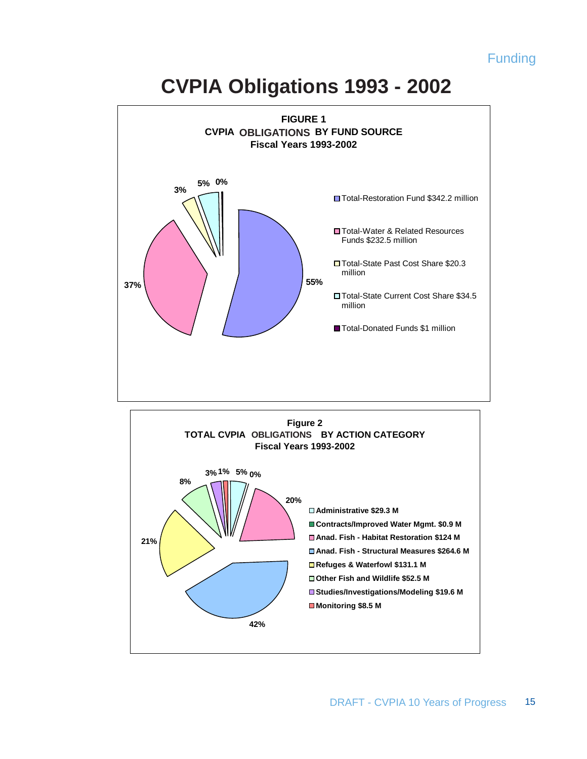# CVPIA Obligations 1993 - 2002

**FIGURE 1**
**CVPIA OBLIGATIONS BY FUND SOURCE**
**Fiscal Years 1993-2002**

- 55% — Total-Restoration Fund $342.2 million
- 37% — Total-Water & Related Resources Funds $232.5 million
- 3% — Total-State Past Cost Share $20.3 million
- 5% — Total-State Current Cost Share $34.5 million
- 0% — Total-Donated Funds $1 million

**Figure 2**
**TOTAL CVPIA OBLIGATIONS BY ACTION CATEGORY**
**Fiscal Years 1993-2002**

- 5% — Administrative $29.3 M
- 0% — Contracts/Improved Water Mgmt. $0.9 M
- 20% — Anad. Fish - Habitat Restoration $124 M
- 42% — Anad. Fish - Structural Measures $264.6 M
- 21% — Refuges & Waterfowl $131.1 M
- 8% — Other Fish and Wildlife $52.5 M
- 3% — Studies/Investigations/Modeling $19.6 M
- 1% — Monitoring $8.5 M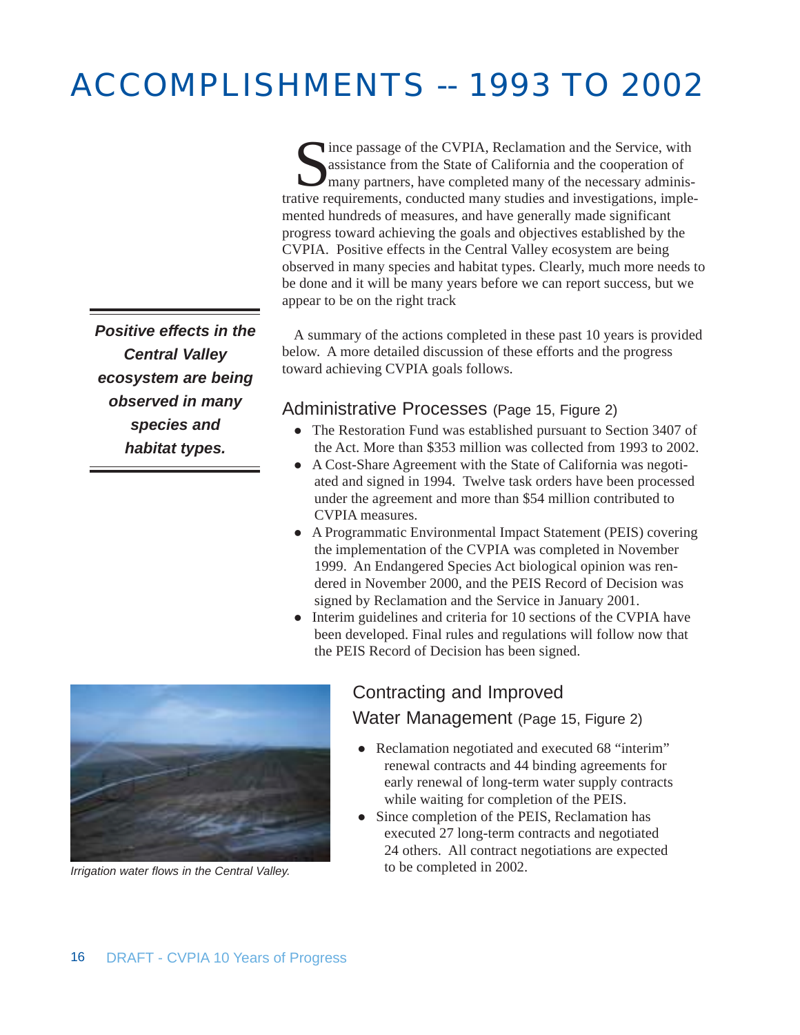# ACCOMPLISHMENTS -- 1993 TO 2002

Since passage of the CVPIA, Reclamation and the Service, with assistance from the State of California and the cooperation of many partners, have completed many of the necessary administrative requirements, conducted many studies and investigations, implemented hundreds of measures, and have generally made significant progress toward achieving the goals and objectives established by the CVPIA. Positive effects in the Central Valley ecosystem are being observed in many species and habitat types. Clearly, much more needs to be done and it will be many years before we can report success, but we appear to be on the right track

***Positive effects in the Central Valley ecosystem are being observed in many species and habitat types.***

A summary of the actions completed in these past 10 years is provided below. A more detailed discussion of these efforts and the progress toward achieving CVPIA goals follows.

## Administrative Processes (Page 15, Figure 2)

- The Restoration Fund was established pursuant to Section 3407 of the Act. More than $353 million was collected from 1993 to 2002.
- A Cost-Share Agreement with the State of California was negotiated and signed in 1994. Twelve task orders have been processed under the agreement and more than $54 million contributed to CVPIA measures.
- A Programmatic Environmental Impact Statement (PEIS) covering the implementation of the CVPIA was completed in November 1999. An Endangered Species Act biological opinion was rendered in November 2000, and the PEIS Record of Decision was signed by Reclamation and the Service in January 2001.
- Interim guidelines and criteria for 10 sections of the CVPIA have been developed. Final rules and regulations will follow now that the PEIS Record of Decision has been signed.

*Irrigation water flows in the Central Valley.*

## Contracting and Improved Water Management (Page 15, Figure 2)

- Reclamation negotiated and executed 68 "interim" renewal contracts and 44 binding agreements for early renewal of long-term water supply contracts while waiting for completion of the PEIS.
- Since completion of the PEIS, Reclamation has executed 27 long-term contracts and negotiated 24 others. All contract negotiations are expected to be completed in 2002.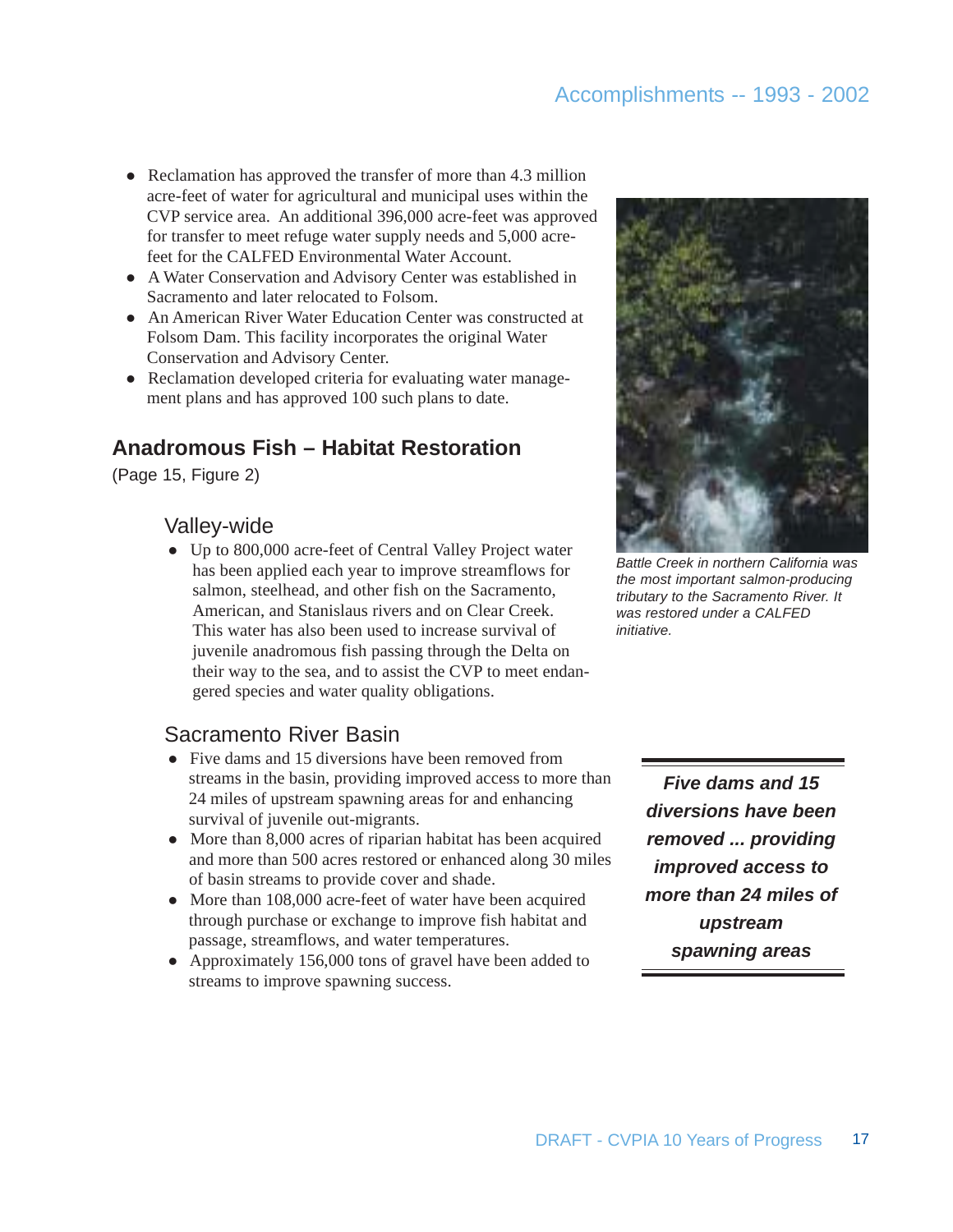- Reclamation has approved the transfer of more than 4.3 million acre-feet of water for agricultural and municipal uses within the CVP service area. An additional 396,000 acre-feet was approved for transfer to meet refuge water supply needs and 5,000 acre-feet for the CALFED Environmental Water Account.
- A Water Conservation and Advisory Center was established in Sacramento and later relocated to Folsom.
- An American River Water Education Center was constructed at Folsom Dam. This facility incorporates the original Water Conservation and Advisory Center.
- Reclamation developed criteria for evaluating water management plans and has approved 100 such plans to date.

*Battle Creek in northern California was the most important salmon-producing tributary to the Sacramento River. It was restored under a CALFED initiative.*

## Anadromous Fish – Habitat Restoration

(Page 15, Figure 2)

### Valley-wide

- Up to 800,000 acre-feet of Central Valley Project water has been applied each year to improve streamflows for salmon, steelhead, and other fish on the Sacramento, American, and Stanislaus rivers and on Clear Creek. This water has also been used to increase survival of juvenile anadromous fish passing through the Delta on their way to the sea, and to assist the CVP to meet endangered species and water quality obligations.

### Sacramento River Basin

- Five dams and 15 diversions have been removed from streams in the basin, providing improved access to more than 24 miles of upstream spawning areas for and enhancing survival of juvenile out-migrants.
- More than 8,000 acres of riparian habitat has been acquired and more than 500 acres restored or enhanced along 30 miles of basin streams to provide cover and shade.
- More than 108,000 acre-feet of water have been acquired through purchase or exchange to improve fish habitat and passage, streamflows, and water temperatures.
- Approximately 156,000 tons of gravel have been added to streams to improve spawning success.

***Five dams and 15 diversions have been removed ... providing improved access to more than 24 miles of upstream spawning areas***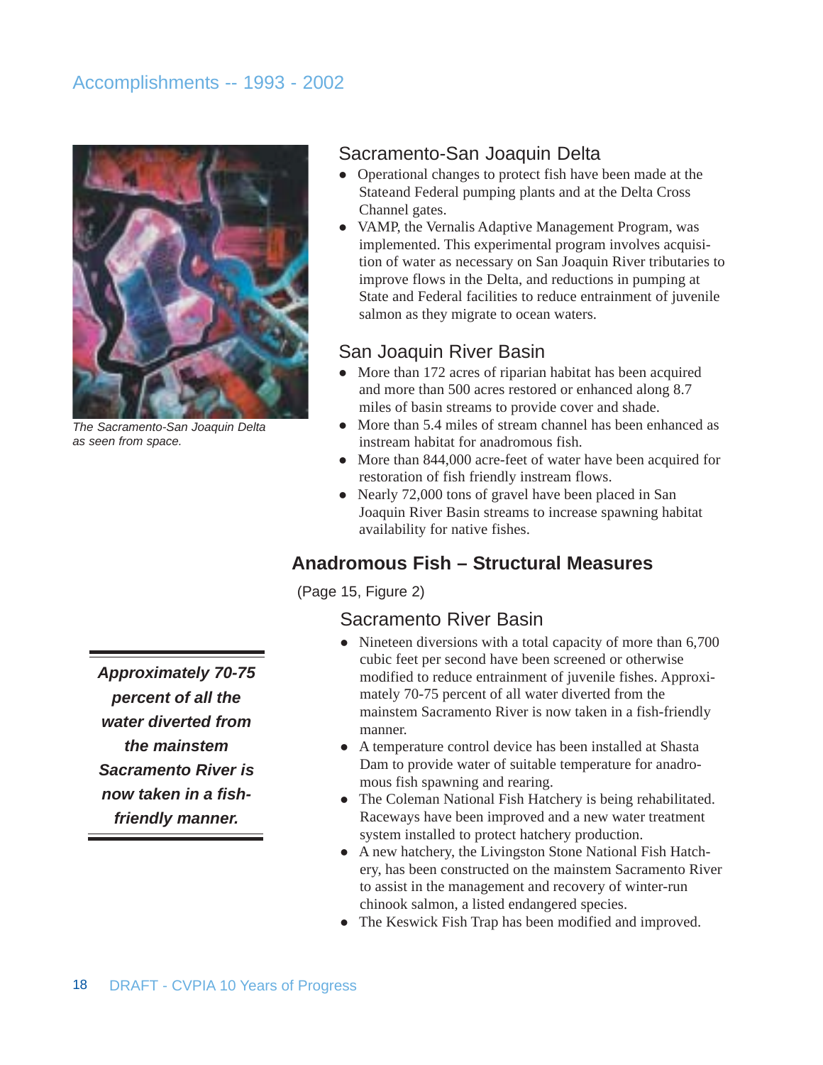## Accomplishments -- 1993 - 2002

The Sacramento-San Joaquin Delta as seen from space.

### Sacramento-San Joaquin Delta

- Operational changes to protect fish have been made at the Stateand Federal pumping plants and at the Delta Cross Channel gates.
- VAMP, the Vernalis Adaptive Management Program, was implemented. This experimental program involves acquisition of water as necessary on San Joaquin River tributaries to improve flows in the Delta, and reductions in pumping at State and Federal facilities to reduce entrainment of juvenile salmon as they migrate to ocean waters.

### San Joaquin River Basin

- More than 172 acres of riparian habitat has been acquired and more than 500 acres restored or enhanced along 8.7 miles of basin streams to provide cover and shade.
- More than 5.4 miles of stream channel has been enhanced as instream habitat for anadromous fish.
- More than 844,000 acre-feet of water have been acquired for restoration of fish friendly instream flows.
- Nearly 72,000 tons of gravel have been placed in San Joaquin River Basin streams to increase spawning habitat availability for native fishes.

## Anadromous Fish – Structural Measures

(Page 15, Figure 2)

### Sacramento River Basin

- Nineteen diversions with a total capacity of more than 6,700 cubic feet per second have been screened or otherwise modified to reduce entrainment of juvenile fishes. Approximately 70-75 percent of all water diverted from the mainstem Sacramento River is now taken in a fish-friendly manner.
- A temperature control device has been installed at Shasta Dam to provide water of suitable temperature for anadromous fish spawning and rearing.
- The Coleman National Fish Hatchery is being rehabilitated. Raceways have been improved and a new water treatment system installed to protect hatchery production.
- A new hatchery, the Livingston Stone National Fish Hatchery, has been constructed on the mainstem Sacramento River to assist in the management and recovery of winter-run chinook salmon, a listed endangered species.
- The Keswick Fish Trap has been modified and improved.

***Approximately 70-75 percent of all the water diverted from the mainstem Sacramento River is now taken in a fish-friendly manner.***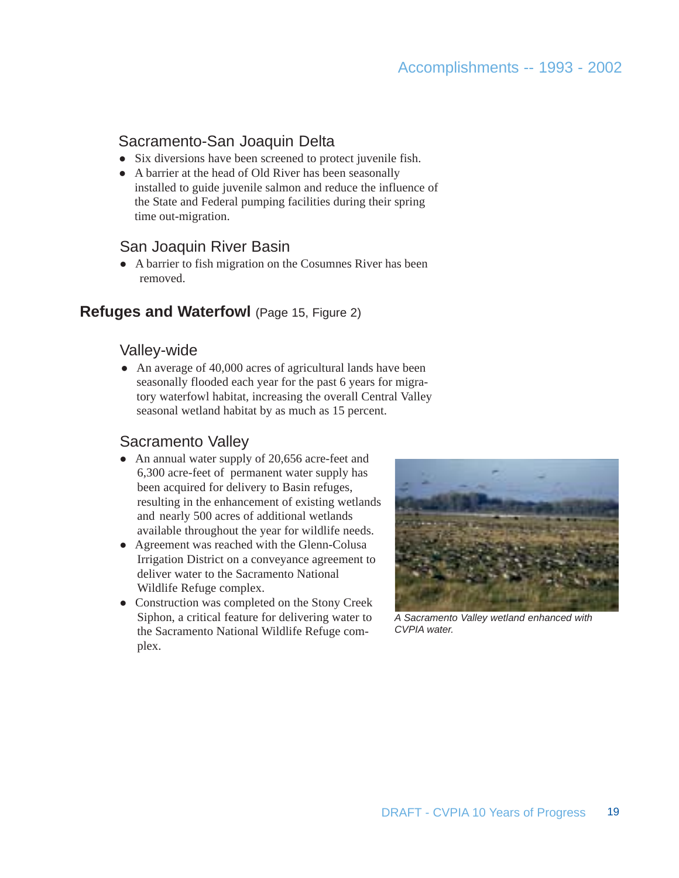### Sacramento-San Joaquin Delta

- Six diversions have been screened to protect juvenile fish.
- A barrier at the head of Old River has been seasonally installed to guide juvenile salmon and reduce the influence of the State and Federal pumping facilities during their spring time out-migration.

### San Joaquin River Basin

- A barrier to fish migration on the Cosumnes River has been removed.

## Refugees and Waterfowl (Page 15, Figure 2)

### Valley-wide

- An average of 40,000 acres of agricultural lands have been seasonally flooded each year for the past 6 years for migratory waterfowl habitat, increasing the overall Central Valley seasonal wetland habitat by as much as 15 percent.

### Sacramento Valley

- An annual water supply of 20,656 acre-feet and 6,300 acre-feet of permanent water supply has been acquired for delivery to Basin refuges, resulting in the enhancement of existing wetlands and nearly 500 acres of additional wetlands available throughout the year for wildlife needs.
- Agreement was reached with the Glenn-Colusa Irrigation District on a conveyance agreement to deliver water to the Sacramento National Wildlife Refuge complex.
- Construction was completed on the Stony Creek Siphon, a critical feature for delivering water to the Sacramento National Wildlife Refuge complex.

*A Sacramento Valley wetland enhanced with CVPIA water.*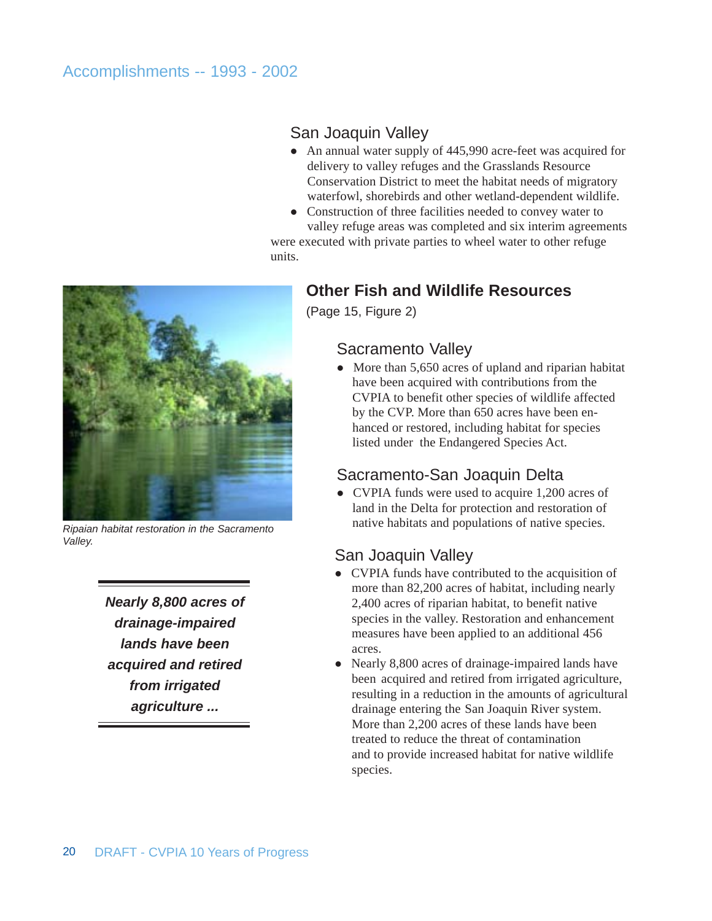## San Joaquin Valley

- An annual water supply of 445,990 acre-feet was acquired for delivery to valley refuges and the Grasslands Resource Conservation District to meet the habitat needs of migratory waterfowl, shorebirds and other wetland-dependent wildlife.
- Construction of three facilities needed to convey water to valley refuge areas was completed and six interim agreements were executed with private parties to wheel water to other refuge units.

# Other Fish and Wildlife Resources

(Page 15, Figure 2)

## Sacramento Valley

- More than 5,650 acres of upland and riparian habitat have been acquired with contributions from the CVPIA to benefit other species of wildlife affected by the CVP. More than 650 acres have been enhanced or restored, including habitat for species listed under the Endangered Species Act.

*Ripaian habitat restoration in the Sacramento Valley.*

## Sacramento-San Joaquin Delta

- CVPIA funds were used to acquire 1,200 acres of land in the Delta for protection and restoration of native habitats and populations of native species.

## San Joaquin Valley

- CVPIA funds have contributed to the acquisition of more than 82,200 acres of habitat, including nearly 2,400 acres of riparian habitat, to benefit native species in the valley. Restoration and enhancement measures have been applied to an additional 456 acres.
- Nearly 8,800 acres of drainage-impaired lands have been acquired and retired from irrigated agriculture, resulting in a reduction in the amounts of agricultural drainage entering the San Joaquin River system. More than 2,200 acres of these lands have been treated to reduce the threat of contamination and to provide increased habitat for native wildlife species.

***Nearly 8,800 acres of drainage-impaired lands have been acquired and retired from irrigated agriculture ...***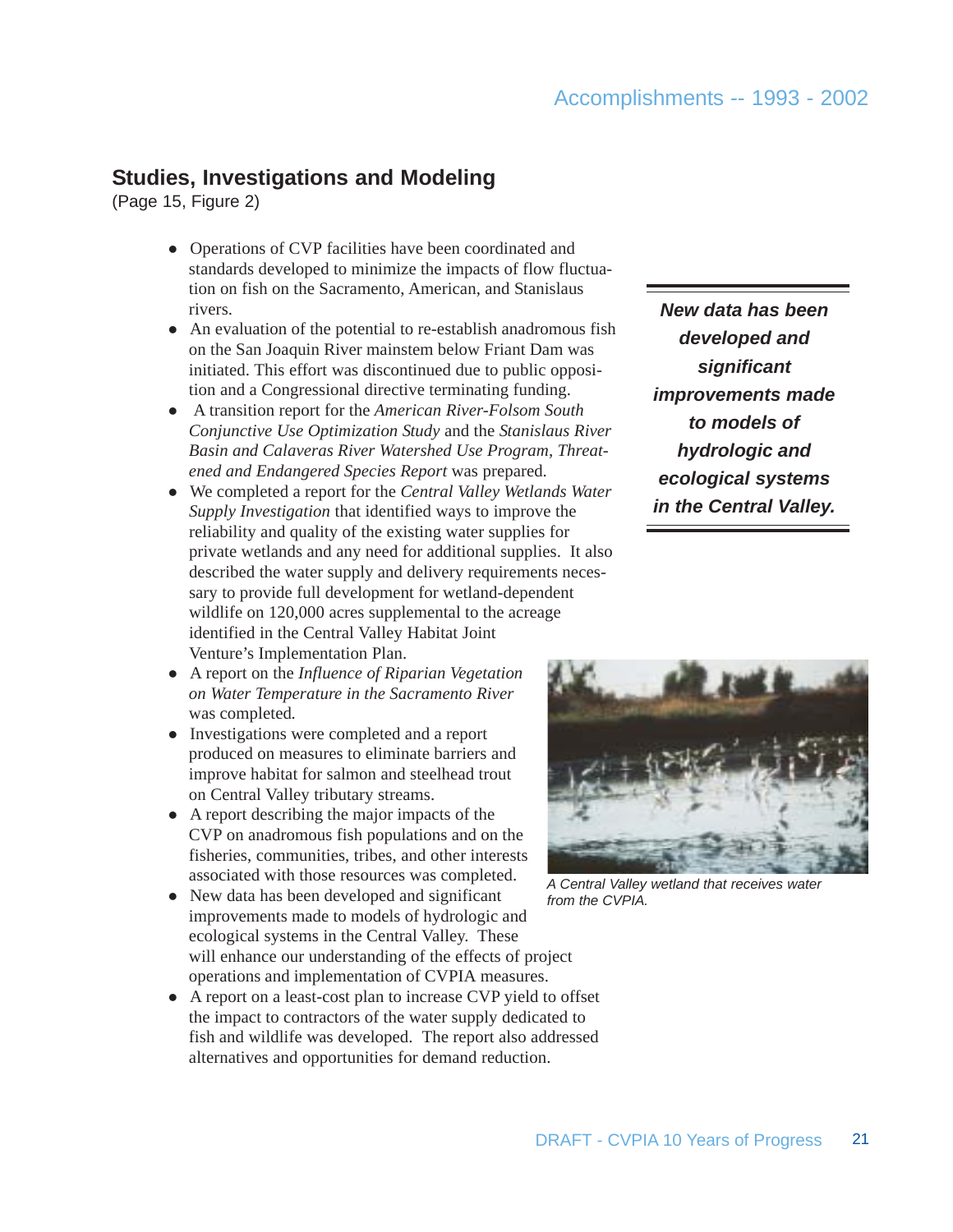## Studies, Investigations and Modeling

(Page 15, Figure 2)

- Operations of CVP facilities have been coordinated and standards developed to minimize the impacts of flow fluctuation on fish on the Sacramento, American, and Stanislaus rivers.
- An evaluation of the potential to re-establish anadromous fish on the San Joaquin River mainstem below Friant Dam was initiated. This effort was discontinued due to public opposition and a Congressional directive terminating funding.
- A transition report for the *American River-Folsom South Conjunctive Use Optimization Study* and the *Stanislaus River Basin and Calaveras River Watershed Use Program, Threatened and Endangered Species Report* was prepared.
- We completed a report for the *Central Valley Wetlands Water Supply Investigation* that identified ways to improve the reliability and quality of the existing water supplies for private wetlands and any need for additional supplies. It also described the water supply and delivery requirements necessary to provide full development for wetland-dependent wildlife on 120,000 acres supplemental to the acreage identified in the Central Valley Habitat Joint Venture's Implementation Plan.
- A report on the *Influence of Riparian Vegetation on Water Temperature in the Sacramento River* was completed.
- Investigations were completed and a report produced on measures to eliminate barriers and improve habitat for salmon and steelhead trout on Central Valley tributary streams.
- A report describing the major impacts of the CVP on anadromous fish populations and on the fisheries, communities, tribes, and other interests associated with those resources was completed.
- New data has been developed and significant improvements made to models of hydrologic and ecological systems in the Central Valley. These will enhance our understanding of the effects of project operations and implementation of CVPIA measures.
- A report on a least-cost plan to increase CVP yield to offset the impact to contractors of the water supply dedicated to fish and wildlife was developed. The report also addressed alternatives and opportunities for demand reduction.

***New data has been developed and significant improvements made to models of hydrologic and ecological systems in the Central Valley.***

*A Central Valley wetland that receives water from the CVPIA.*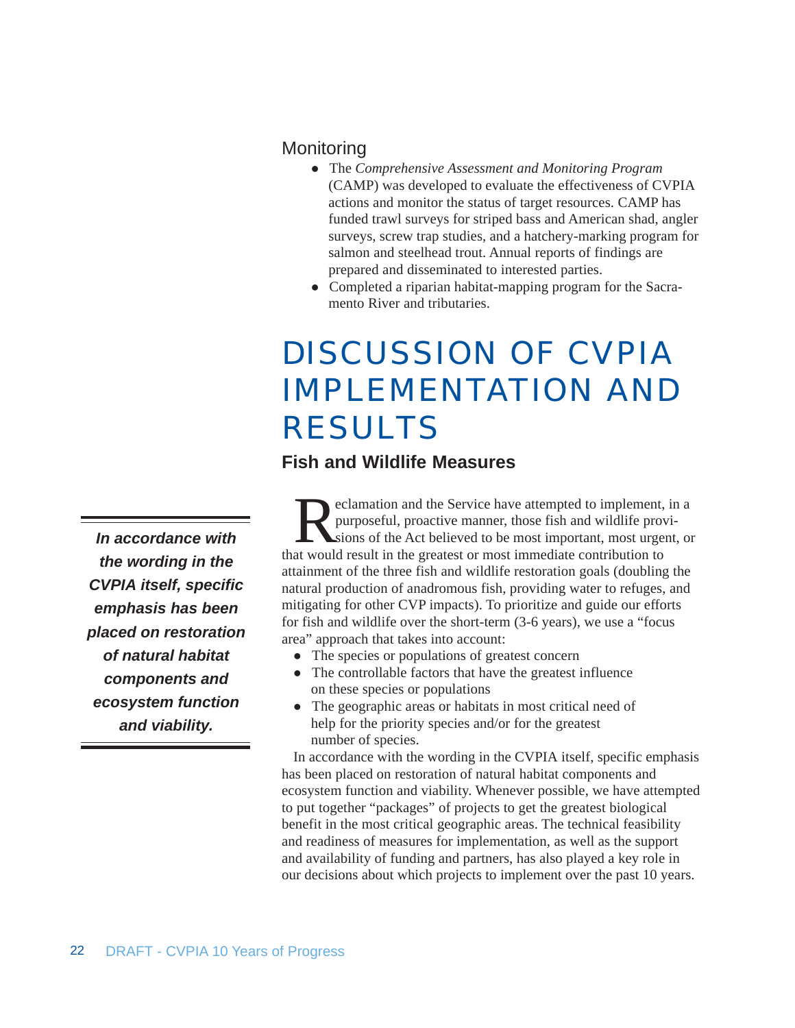### Monitoring

- The *Comprehensive Assessment and Monitoring Program* (CAMP) was developed to evaluate the effectiveness of CVPIA actions and monitor the status of target resources. CAMP has funded trawl surveys for striped bass and American shad, angler surveys, screw trap studies, and a hatchery-marking program for salmon and steelhead trout. Annual reports of findings are prepared and disseminated to interested parties.
- Completed a riparian habitat-mapping program for the Sacramento River and tributaries.

# DISCUSSION OF CVPIA IMPLEMENTATION AND RESULTS

## Fish and Wildlife Measures

***In accordance with the wording in the CVPIA itself, specific emphasis has been placed on restoration of natural habitat components and ecosystem function and viability.***

Reclamation and the Service have attempted to implement, in a purposeful, proactive manner, those fish and wildlife provisions of the Act believed to be most important, most urgent, or that would result in the greatest or most immediate contribution to attainment of the three fish and wildlife restoration goals (doubling the natural production of anadromous fish, providing water to refuges, and mitigating for other CVP impacts). To prioritize and guide our efforts for fish and wildlife over the short-term (3-6 years), we use a "focus area" approach that takes into account:

- The species or populations of greatest concern
- The controllable factors that have the greatest influence on these species or populations
- The geographic areas or habitats in most critical need of help for the priority species and/or for the greatest number of species.

In accordance with the wording in the CVPIA itself, specific emphasis has been placed on restoration of natural habitat components and ecosystem function and viability. Whenever possible, we have attempted to put together "packages" of projects to get the greatest biological benefit in the most critical geographic areas. The technical feasibility and readiness of measures for implementation, as well as the support and availability of funding and partners, has also played a key role in our decisions about which projects to implement over the past 10 years.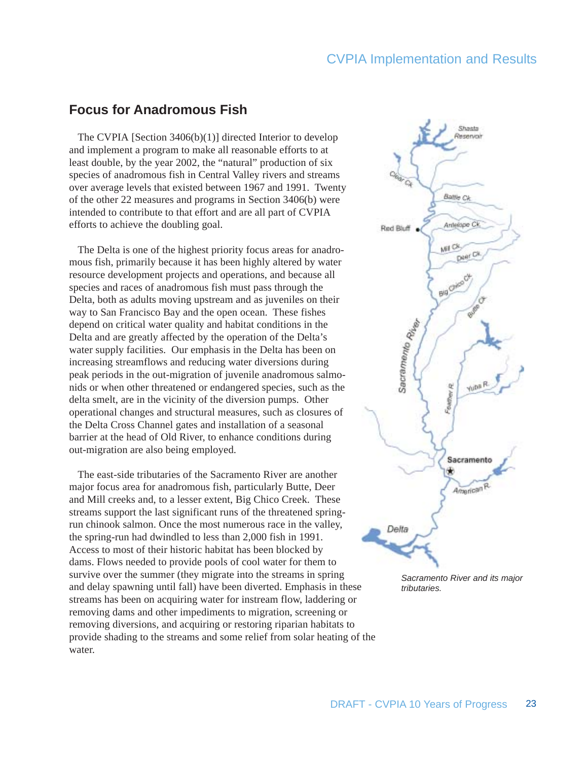## Focus for Anadromous Fish

The CVPIA [Section 3406(b)(1)] directed Interior to develop and implement a program to make all reasonable efforts to at least double, by the year 2002, the "natural" production of six species of anadromous fish in Central Valley rivers and streams over average levels that existed between 1967 and 1991. Twenty of the other 22 measures and programs in Section 3406(b) were intended to contribute to that effort and are all part of CVPIA efforts to achieve the doubling goal.

The Delta is one of the highest priority focus areas for anadromous fish, primarily because it has been highly altered by water resource development projects and operations, and because all species and races of anadromous fish must pass through the Delta, both as adults moving upstream and as juveniles on their way to San Francisco Bay and the open ocean. These fishes depend on critical water quality and habitat conditions in the Delta and are greatly affected by the operation of the Delta's water supply facilities. Our emphasis in the Delta has been on increasing streamflows and reducing water diversions during peak periods in the out-migration of juvenile anadromous salmonids or when other threatened or endangered species, such as the delta smelt, are in the vicinity of the diversion pumps. Other operational changes and structural measures, such as closures of the Delta Cross Channel gates and installation of a seasonal barrier at the head of Old River, to enhance conditions during out-migration are also being employed.

The east-side tributaries of the Sacramento River are another major focus area for anadromous fish, particularly Butte, Deer and Mill creeks and, to a lesser extent, Big Chico Creek. These streams support the last significant runs of the threatened spring-run chinook salmon. Once the most numerous race in the valley, the spring-run had dwindled to less than 2,000 fish in 1991. Access to most of their historic habitat has been blocked by dams. Flows needed to provide pools of cool water for them to survive over the summer (they migrate into the streams in spring and delay spawning until fall) have been diverted. Emphasis in these streams has been on acquiring water for instream flow, laddering or removing dams and other impediments to migration, screening or removing diversions, and acquiring or restoring riparian habitats to provide shading to the streams and some relief from solar heating of the water.

*Sacramento River and its major tributaries.*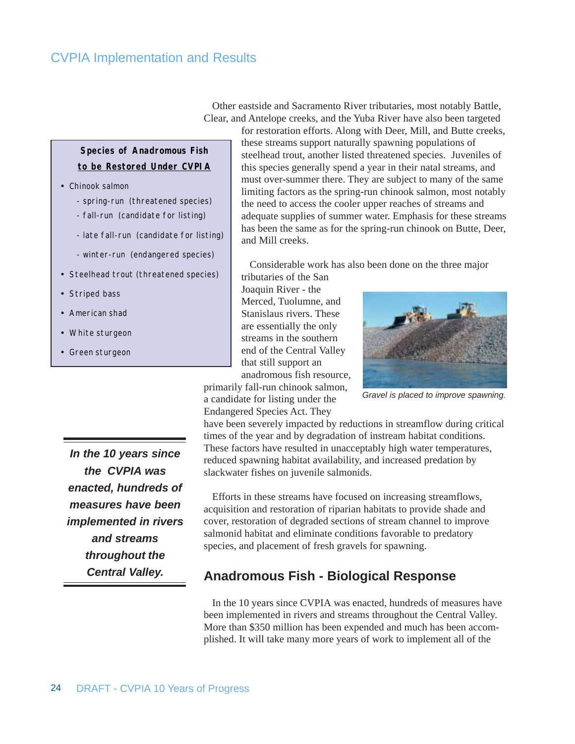Other eastside and Sacramento River tributaries, most notably Battle, Clear, and Antelope creeks, and the Yuba River have also been targeted for restoration efforts. Along with Deer, Mill, and Butte creeks, these streams support naturally spawning populations of steelhead trout, another listed threatened species. Juveniles of this species generally spend a year in their natal streams, and must over-summer there. They are subject to many of the same limiting factors as the spring-run chinook salmon, most notably the need to access the cooler upper reaches of streams and adequate supplies of summer water. Emphasis for these streams has been the same as for the spring-run chinook on Butte, Deer, and Mill creeks.

**Species of Anadromous Fish to be Restored Under CVPIA**

- Chinook salmon
  - spring-run (threatened species)
  - fall-run (candidate for listing)
  - late fall-run (candidate for listing)
  - winter-run (endangered species)
- Steelhead trout (threatened species)
- Striped bass
- American shad
- White sturgeon
- Green sturgeon

Considerable work has also been done on the three major tributaries of the San Joaquin River - the Merced, Tuolumne, and Stanislaus rivers. These are essentially the only streams in the southern end of the Central Valley that still support an anadromous fish resource, primarily fall-run chinook salmon, a candidate for listing under the Endangered Species Act. They have been severely impacted by reductions in streamflow during critical times of the year and by degradation of instream habitat conditions. These factors have resulted in unacceptably high water temperatures, reduced spawning habitat availability, and increased predation by slackwater fishes on juvenile salmonids.

*Gravel is placed to improve spawning.*

Efforts in these streams have focused on increasing streamflows, acquisition and restoration of riparian habitats to provide shade and cover, restoration of degraded sections of stream channel to improve salmonid habitat and eliminate conditions favorable to predatory species, and placement of fresh gravels for spawning.

***In the 10 years since the CVPIA was enacted, hundreds of measures have been implemented in rivers and streams throughout the Central Valley.***

## Anadromous Fish - Biological Response

In the 10 years since CVPIA was enacted, hundreds of measures have been implemented in rivers and streams throughout the Central Valley. More than $350 million has been expended and much has been accomplished. It will take many more years of work to implement all of the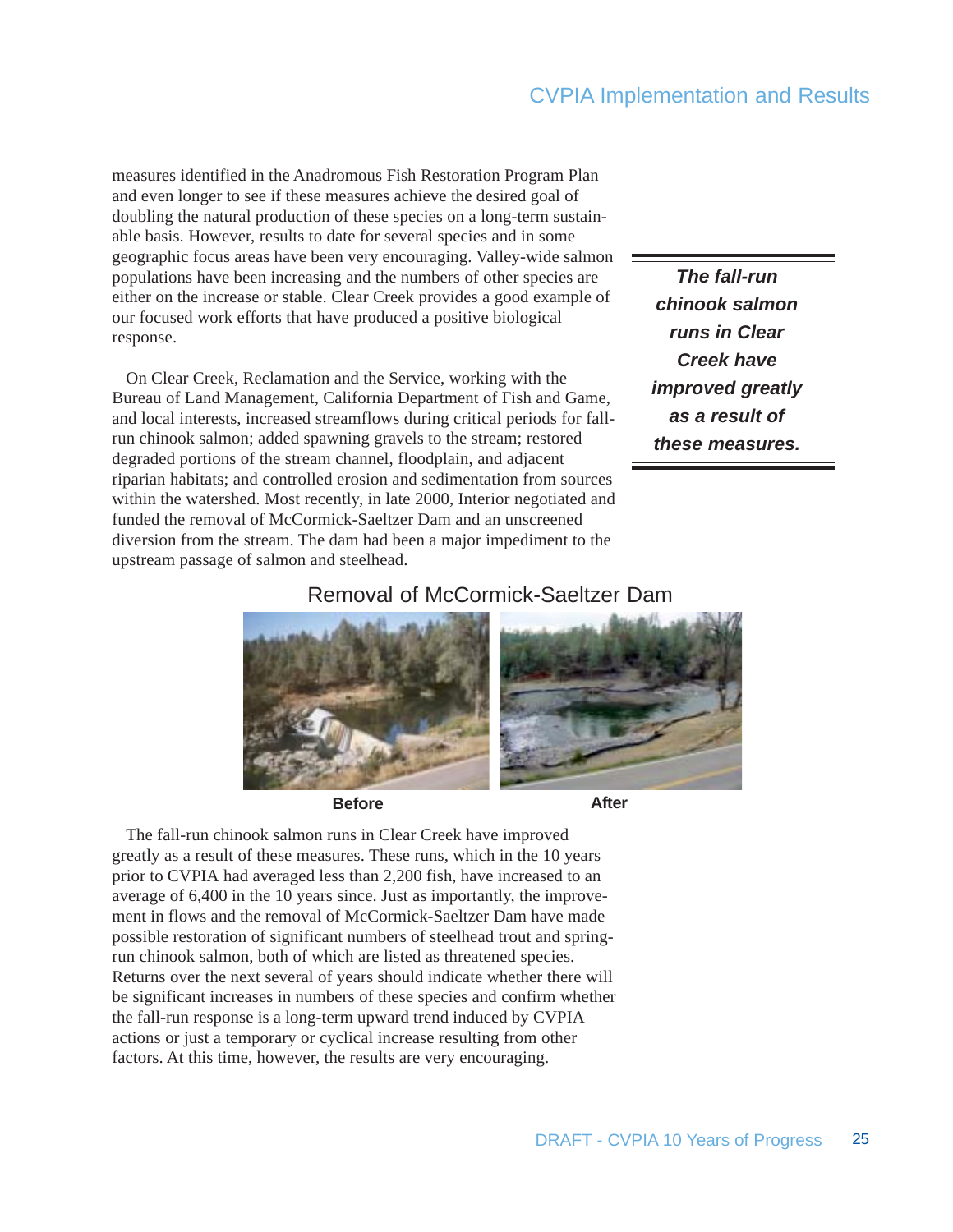measures identified in the Anadromous Fish Restoration Program Plan and even longer to see if these measures achieve the desired goal of doubling the natural production of these species on a long-term sustainable basis. However, results to date for several species and in some geographic focus areas have been very encouraging. Valley-wide salmon populations have been increasing and the numbers of other species are either on the increase or stable. Clear Creek provides a good example of our focused work efforts that have produced a positive biological response.

On Clear Creek, Reclamation and the Service, working with the Bureau of Land Management, California Department of Fish and Game, and local interests, increased streamflows during critical periods for fall-run chinook salmon; added spawning gravels to the stream; restored degraded portions of the stream channel, floodplain, and adjacent riparian habitats; and controlled erosion and sedimentation from sources within the watershed. Most recently, in late 2000, Interior negotiated and funded the removal of McCormick-Saeltzer Dam and an unscreened diversion from the stream. The dam had been a major impediment to the upstream passage of salmon and steelhead.

***The fall-run chinook salmon runs in Clear Creek have improved greatly as a result of these measures.***

Removal of McCormick-Saeltzer Dam

**Before** **After**

The fall-run chinook salmon runs in Clear Creek have improved greatly as a result of these measures. These runs, which in the 10 years prior to CVPIA had averaged less than 2,200 fish, have increased to an average of 6,400 in the 10 years since. Just as importantly, the improvement in flows and the removal of McCormick-Saeltzer Dam have made possible restoration of significant numbers of steelhead trout and spring-run chinook salmon, both of which are listed as threatened species. Returns over the next several of years should indicate whether there will be significant increases in numbers of these species and confirm whether the fall-run response is a long-term upward trend induced by CVPIA actions or just a temporary or cyclical increase resulting from other factors. At this time, however, the results are very encouraging.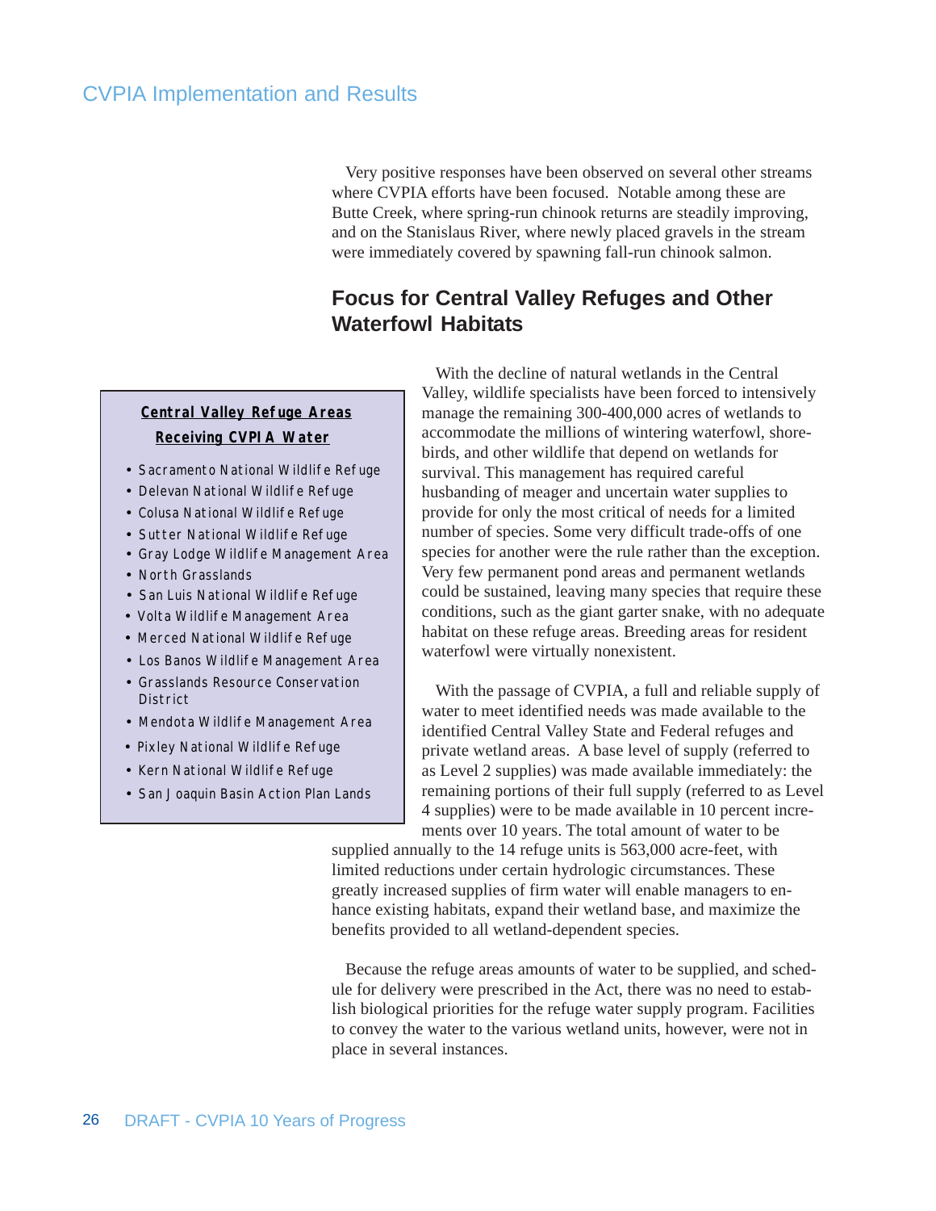Very positive responses have been observed on several other streams where CVPIA efforts have been focused. Notable among these are Butte Creek, where spring-run chinook returns are steadily improving, and on the Stanislaus River, where newly placed gravels in the stream were immediately covered by spawning fall-run chinook salmon.

## Focus for Central Valley Refuges and Other Waterfowl Habitats

With the decline of natural wetlands in the Central Valley, wildlife specialists have been forced to intensively manage the remaining 300-400,000 acres of wetlands to accommodate the millions of wintering waterfowl, shorebirds, and other wildlife that depend on wetlands for survival. This management has required careful husbanding of meager and uncertain water supplies to provide for only the most critical of needs for a limited number of species. Some very difficult trade-offs of one species for another were the rule rather than the exception. Very few permanent pond areas and permanent wetlands could be sustained, leaving many species that require these conditions, such as the giant garter snake, with no adequate habitat on these refuge areas. Breeding areas for resident waterfowl were virtually nonexistent.

**Central Valley Refuge Areas Receiving CVPIA Water**

- Sacramento National Wildlife Refuge
- Delevan National Wildlife Refuge
- Colusa National Wildlife Refuge
- Sutter National Wildlife Refuge
- Gray Lodge Wildlife Management Area
- North Grasslands
- San Luis National Wildlife Refuge
- Volta Wildlife Management Area
- Merced National Wildlife Refuge
- Los Banos Wildlife Management Area
- Grasslands Resource Conservation District
- Mendota Wildlife Management Area
- Pixley National Wildlife Refuge
- Kern National Wildlife Refuge
- San Joaquin Basin Action Plan Lands

With the passage of CVPIA, a full and reliable supply of water to meet identified needs was made available to the identified Central Valley State and Federal refuges and private wetland areas. A base level of supply (referred to as Level 2 supplies) was made available immediately: the remaining portions of their full supply (referred to as Level 4 supplies) were to be made available in 10 percent increments over 10 years. The total amount of water to be supplied annually to the 14 refuge units is 563,000 acre-feet, with limited reductions under certain hydrologic circumstances. These greatly increased supplies of firm water will enable managers to enhance existing habitats, expand their wetland base, and maximize the benefits provided to all wetland-dependent species.

Because the refuge areas amounts of water to be supplied, and schedule for delivery were prescribed in the Act, there was no need to establish biological priorities for the refuge water supply program. Facilities to convey the water to the various wetland units, however, were not in place in several instances.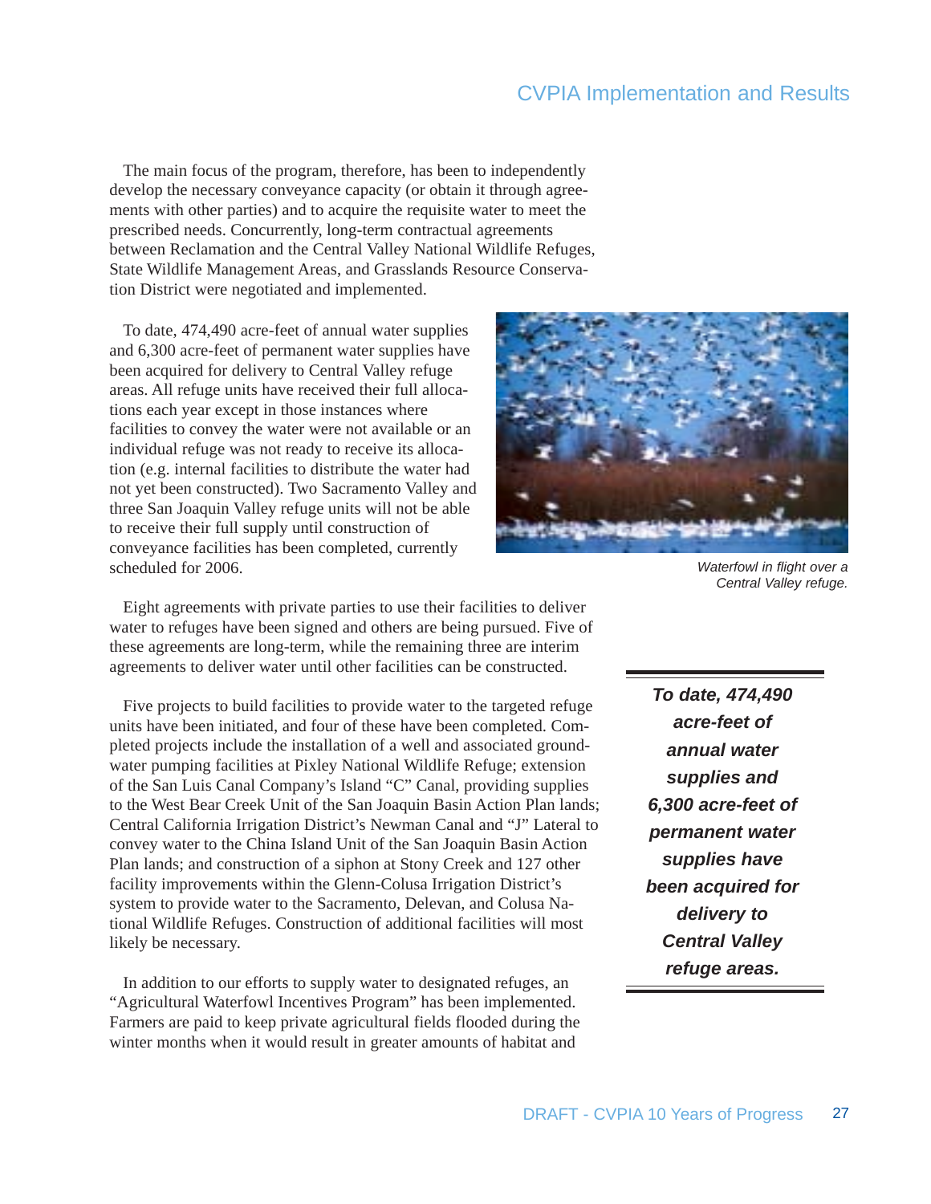The main focus of the program, therefore, has been to independently develop the necessary conveyance capacity (or obtain it through agreements with other parties) and to acquire the requisite water to meet the prescribed needs. Concurrently, long-term contractual agreements between Reclamation and the Central Valley National Wildlife Refuges, State Wildlife Management Areas, and Grasslands Resource Conservation District were negotiated and implemented.

To date, 474,490 acre-feet of annual water supplies and 6,300 acre-feet of permanent water supplies have been acquired for delivery to Central Valley refuge areas. All refuge units have received their full allocations each year except in those instances where facilities to convey the water were not available or an individual refuge was not ready to receive its allocation (e.g. internal facilities to distribute the water had not yet been constructed). Two Sacramento Valley and three San Joaquin Valley refuge units will not be able to receive their full supply until construction of conveyance facilities has been completed, currently scheduled for 2006.

*Waterfowl in flight over a Central Valley refuge.*

Eight agreements with private parties to use their facilities to deliver water to refuges have been signed and others are being pursued. Five of these agreements are long-term, while the remaining three are interim agreements to deliver water until other facilities can be constructed.

> ***To date, 474,490 acre-feet of annual water supplies and 6,300 acre-feet of permanent water supplies have been acquired for delivery to Central Valley refuge areas.***

Five projects to build facilities to provide water to the targeted refuge units have been initiated, and four of these have been completed. Completed projects include the installation of a well and associated groundwater pumping facilities at Pixley National Wildlife Refuge; extension of the San Luis Canal Company's Island "C" Canal, providing supplies to the West Bear Creek Unit of the San Joaquin Basin Action Plan lands; Central California Irrigation District's Newman Canal and "J" Lateral to convey water to the China Island Unit of the San Joaquin Basin Action Plan lands; and construction of a siphon at Stony Creek and 127 other facility improvements within the Glenn-Colusa Irrigation District's system to provide water to the Sacramento, Delevan, and Colusa National Wildlife Refuges. Construction of additional facilities will most likely be necessary.

In addition to our efforts to supply water to designated refuges, an "Agricultural Waterfowl Incentives Program" has been implemented. Farmers are paid to keep private agricultural fields flooded during the winter months when it would result in greater amounts of habitat and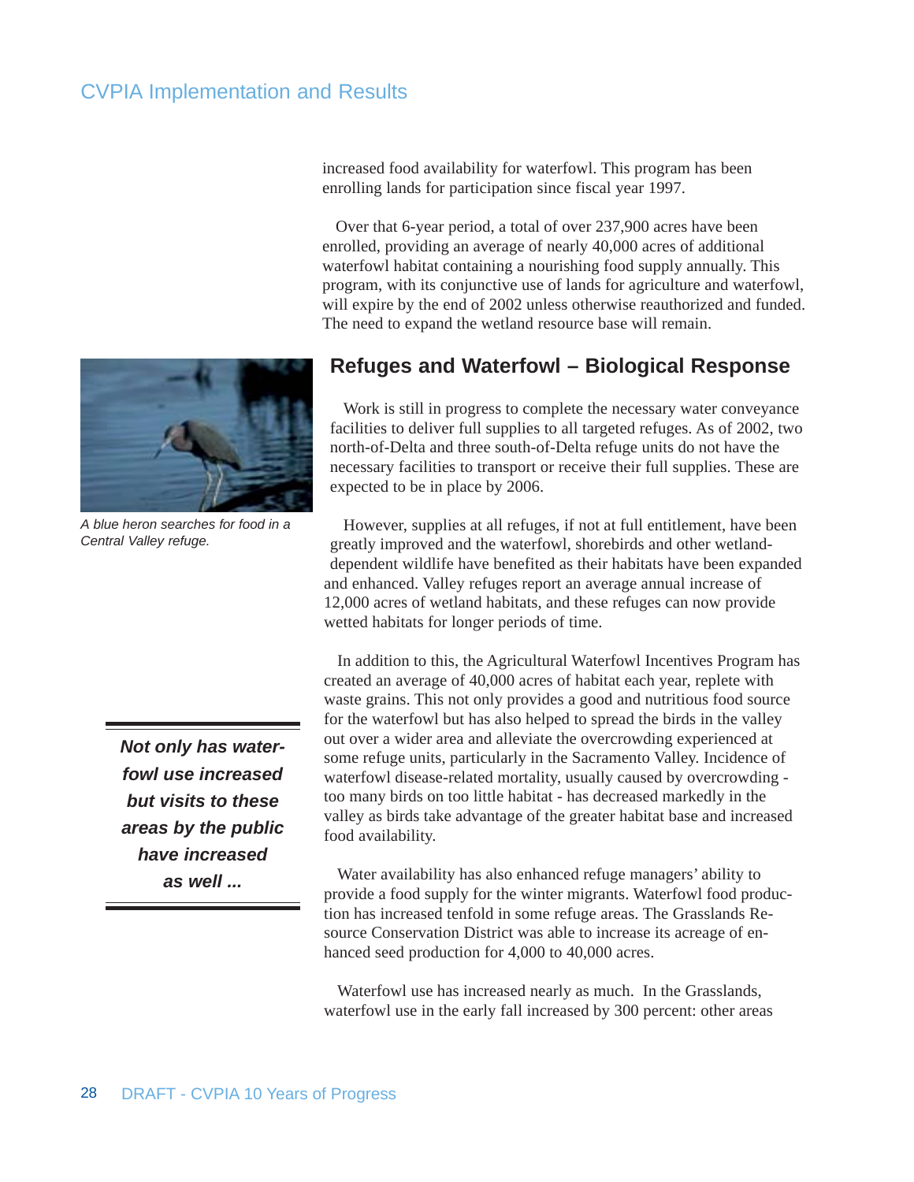increased food availability for waterfowl. This program has been enrolling lands for participation since fiscal year 1997.

Over that 6-year period, a total of over 237,900 acres have been enrolled, providing an average of nearly 40,000 acres of additional waterfowl habitat containing a nourishing food supply annually. This program, with its conjunctive use of lands for agriculture and waterfowl, will expire by the end of 2002 unless otherwise reauthorized and funded. The need to expand the wetland resource base will remain.

A blue heron searches for food in a Central Valley refuge.

## Refuges and Waterfowl – Biological Response

Work is still in progress to complete the necessary water conveyance facilities to deliver full supplies to all targeted refuges. As of 2002, two north-of-Delta and three south-of-Delta refuge units do not have the necessary facilities to transport or receive their full supplies. These are expected to be in place by 2006.

However, supplies at all refuges, if not at full entitlement, have been greatly improved and the waterfowl, shorebirds and other wetland-dependent wildlife have benefited as their habitats have been expanded and enhanced. Valley refuges report an average annual increase of 12,000 acres of wetland habitats, and these refuges can now provide wetted habitats for longer periods of time.

***Not only has waterfowl use increased but visits to these areas by the public have increased as well ...***

In addition to this, the Agricultural Waterfowl Incentives Program has created an average of 40,000 acres of habitat each year, replete with waste grains. This not only provides a good and nutritious food source for the waterfowl but has also helped to spread the birds in the valley out over a wider area and alleviate the overcrowding experienced at some refuge units, particularly in the Sacramento Valley. Incidence of waterfowl disease-related mortality, usually caused by overcrowding - too many birds on too little habitat - has decreased markedly in the valley as birds take advantage of the greater habitat base and increased food availability.

Water availability has also enhanced refuge managers' ability to provide a food supply for the winter migrants. Waterfowl food production has increased tenfold in some refuge areas. The Grasslands Resource Conservation District was able to increase its acreage of enhanced seed production for 4,000 to 40,000 acres.

Waterfowl use has increased nearly as much. In the Grasslands, waterfowl use in the early fall increased by 300 percent: other areas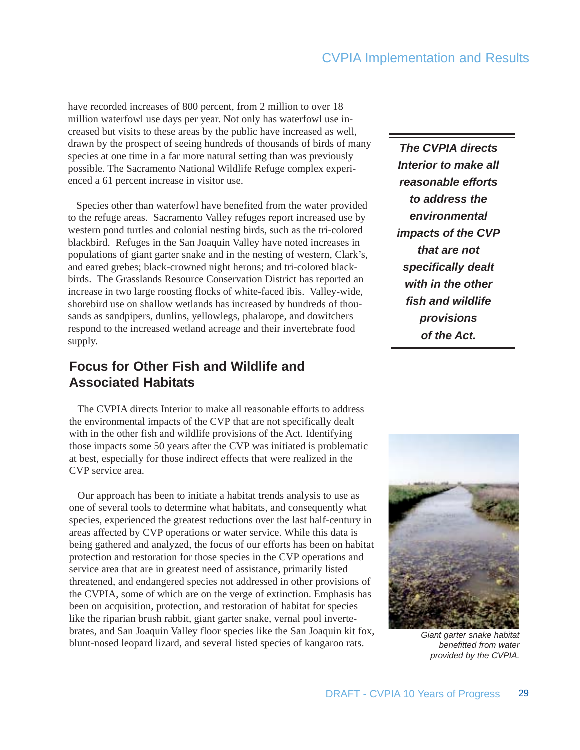have recorded increases of 800 percent, from 2 million to over 18 million waterfowl use days per year. Not only has waterfowl use increased but visits to these areas by the public have increased as well, drawn by the prospect of seeing hundreds of thousands of birds of many species at one time in a far more natural setting than was previously possible. The Sacramento National Wildlife Refuge complex experienced a 61 percent increase in visitor use.

Species other than waterfowl have benefited from the water provided to the refuge areas. Sacramento Valley refuges report increased use by western pond turtles and colonial nesting birds, such as the tri-colored blackbird. Refuges in the San Joaquin Valley have noted increases in populations of giant garter snake and in the nesting of western, Clark's, and eared grebes; black-crowned night herons; and tri-colored blackbirds. The Grasslands Resource Conservation District has reported an increase in two large roosting flocks of white-faced ibis. Valley-wide, shorebird use on shallow wetlands has increased by hundreds of thousands as sandpipers, dunlins, yellowlegs, phalarope, and dowitchers respond to the increased wetland acreage and their invertebrate food supply.

***The CVPIA directs Interior to make all reasonable efforts to address the environmental impacts of the CVP that are not specifically dealt with in the other fish and wildlife provisions of the Act.***

## Focus for Other Fish and Wildlife and Associated Habitats

The CVPIA directs Interior to make all reasonable efforts to address the environmental impacts of the CVP that are not specifically dealt with in the other fish and wildlife provisions of the Act. Identifying those impacts some 50 years after the CVP was initiated is problematic at best, especially for those indirect effects that were realized in the CVP service area.

Our approach has been to initiate a habitat trends analysis to use as one of several tools to determine what habitats, and consequently what species, experienced the greatest reductions over the last half-century in areas affected by CVP operations or water service. While this data is being gathered and analyzed, the focus of our efforts has been on habitat protection and restoration for those species in the CVP operations and service area that are in greatest need of assistance, primarily listed threatened, and endangered species not addressed in other provisions of the CVPIA, some of which are on the verge of extinction. Emphasis has been on acquisition, protection, and restoration of habitat for species like the riparian brush rabbit, giant garter snake, vernal pool invertebrates, and San Joaquin Valley floor species like the San Joaquin kit fox, blunt-nosed leopard lizard, and several listed species of kangaroo rats.

*Giant garter snake habitat benefitted from water provided by the CVPIA.*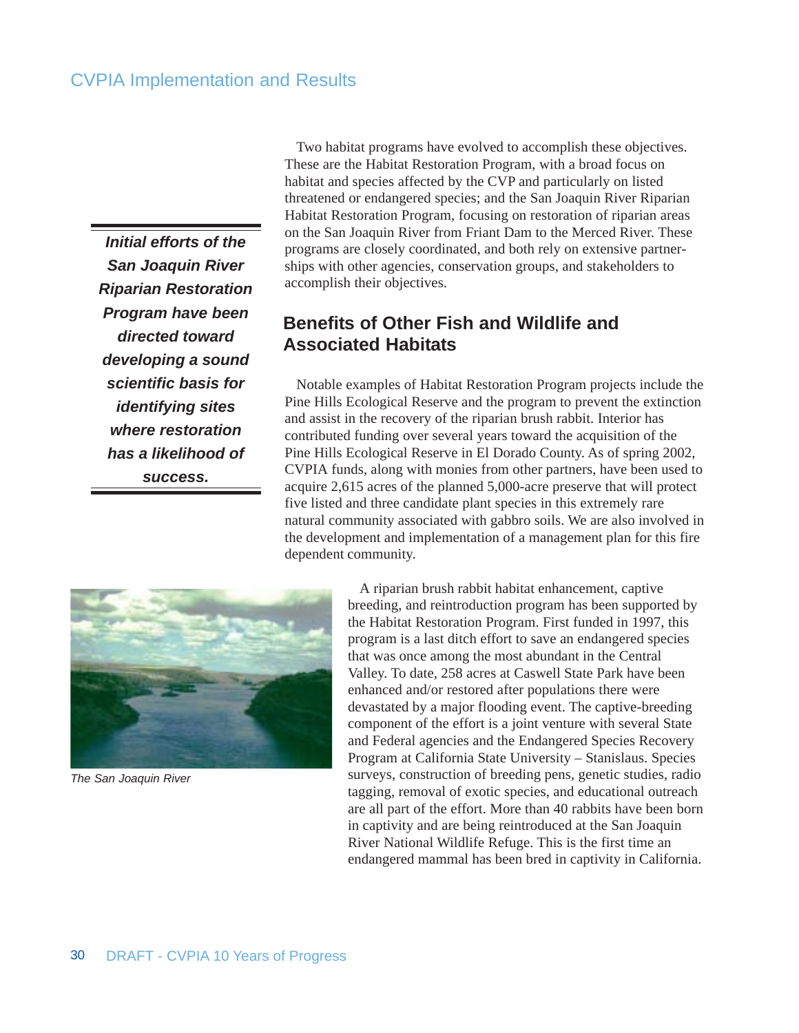Two habitat programs have evolved to accomplish these objectives. These are the Habitat Restoration Program, with a broad focus on habitat and species affected by the CVP and particularly on listed threatened or endangered species; and the San Joaquin River Riparian Habitat Restoration Program, focusing on restoration of riparian areas on the San Joaquin River from Friant Dam to the Merced River. These programs are closely coordinated, and both rely on extensive partnerships with other agencies, conservation groups, and stakeholders to accomplish their objectives.

***Initial efforts of the San Joaquin River Riparian Restoration Program have been directed toward developing a sound scientific basis for identifying sites where restoration has a likelihood of success.***

## Benefits of Other Fish and Wildlife and Associated Habitats

Notable examples of Habitat Restoration Program projects include the Pine Hills Ecological Reserve and the program to prevent the extinction and assist in the recovery of the riparian brush rabbit. Interior has contributed funding over several years toward the acquisition of the Pine Hills Ecological Reserve in El Dorado County. As of spring 2002, CVPIA funds, along with monies from other partners, have been used to acquire 2,615 acres of the planned 5,000-acre preserve that will protect five listed and three candidate plant species in this extremely rare natural community associated with gabbro soils. We are also involved in the development and implementation of a management plan for this fire dependent community.

*The San Joaquin River*

A riparian brush rabbit habitat enhancement, captive breeding, and reintroduction program has been supported by the Habitat Restoration Program. First funded in 1997, this program is a last ditch effort to save an endangered species that was once among the most abundant in the Central Valley. To date, 258 acres at Caswell State Park have been enhanced and/or restored after populations there were devastated by a major flooding event. The captive-breeding component of the effort is a joint venture with several State and Federal agencies and the Endangered Species Recovery Program at California State University – Stanislaus. Species surveys, construction of breeding pens, genetic studies, radio tagging, removal of exotic species, and educational outreach are all part of the effort. More than 40 rabbits have been born in captivity and are being reintroduced at the San Joaquin River National Wildlife Refuge. This is the first time an endangered mammal has been bred in captivity in California.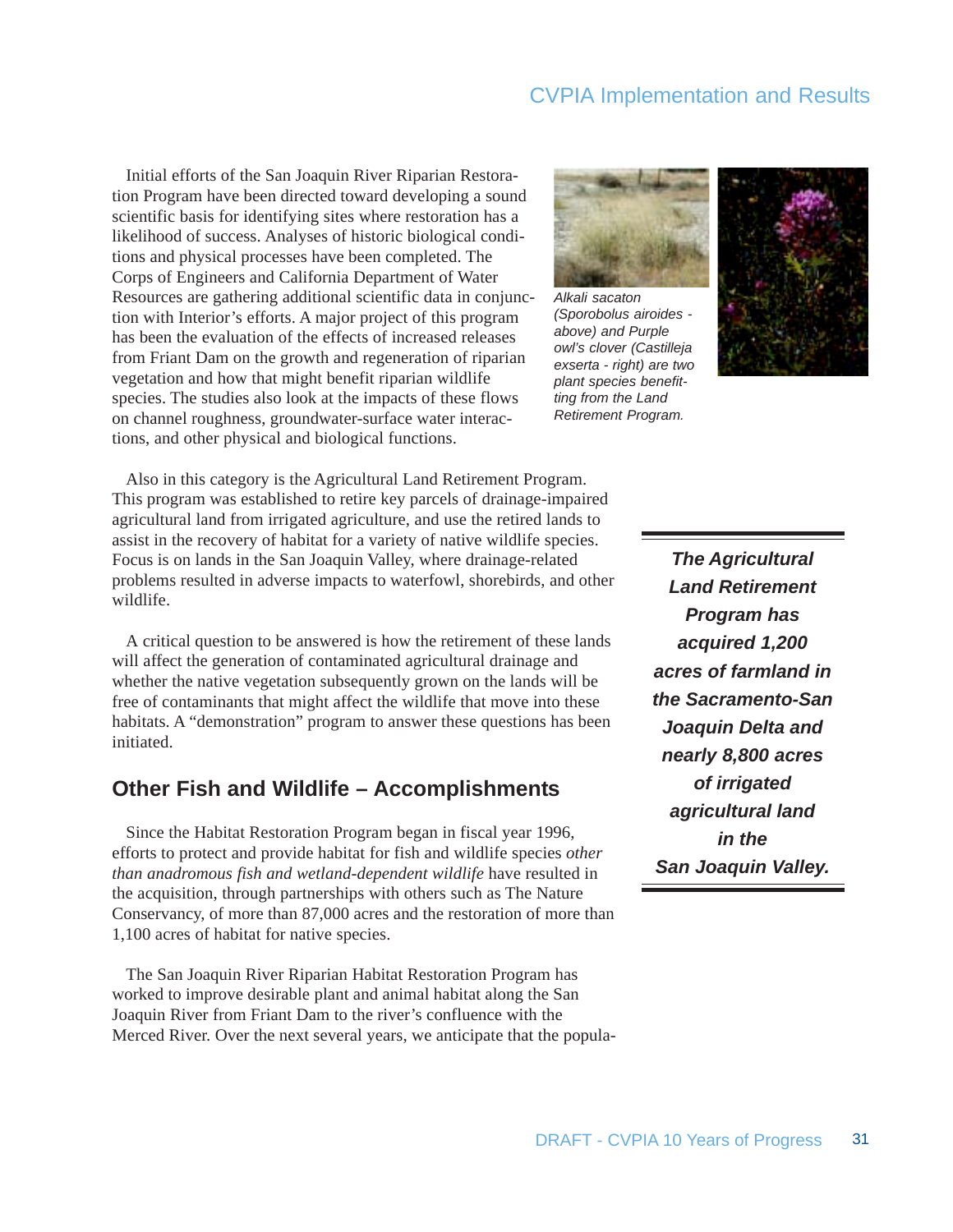Initial efforts of the San Joaquin River Riparian Restoration Program have been directed toward developing a sound scientific basis for identifying sites where restoration has a likelihood of success. Analyses of historic biological conditions and physical processes have been completed. The Corps of Engineers and California Department of Water Resources are gathering additional scientific data in conjunction with Interior's efforts. A major project of this program has been the evaluation of the effects of increased releases from Friant Dam on the growth and regeneration of riparian vegetation and how that might benefit riparian wildlife species. The studies also look at the impacts of these flows on channel roughness, groundwater-surface water interactions, and other physical and biological functions.

*Alkali sacaton (Sporobolus airoides - above) and Purple owl's clover (Castilleja exserta - right) are two plant species benefitting from the Land Retirement Program.*

Also in this category is the Agricultural Land Retirement Program. This program was established to retire key parcels of drainage-impaired agricultural land from irrigated agriculture, and use the retired lands to assist in the recovery of habitat for a variety of native wildlife species. Focus is on lands in the San Joaquin Valley, where drainage-related problems resulted in adverse impacts to waterfowl, shorebirds, and other wildlife.

A critical question to be answered is how the retirement of these lands will affect the generation of contaminated agricultural drainage and whether the native vegetation subsequently grown on the lands will be free of contaminants that might affect the wildlife that move into these habitats. A "demonstration" program to answer these questions has been initiated.

***The Agricultural Land Retirement Program has acquired 1,200 acres of farmland in the Sacramento-San Joaquin Delta and nearly 8,800 acres of irrigated agricultural land in the San Joaquin Valley.***

## Other Fish and Wildlife – Accomplishments

Since the Habitat Restoration Program began in fiscal year 1996, efforts to protect and provide habitat for fish and wildlife species *other than anadromous fish and wetland-dependent wildlife* have resulted in the acquisition, through partnerships with others such as The Nature Conservancy, of more than 87,000 acres and the restoration of more than 1,100 acres of habitat for native species.

The San Joaquin River Riparian Habitat Restoration Program has worked to improve desirable plant and animal habitat along the San Joaquin River from Friant Dam to the river's confluence with the Merced River. Over the next several years, we anticipate that the popula-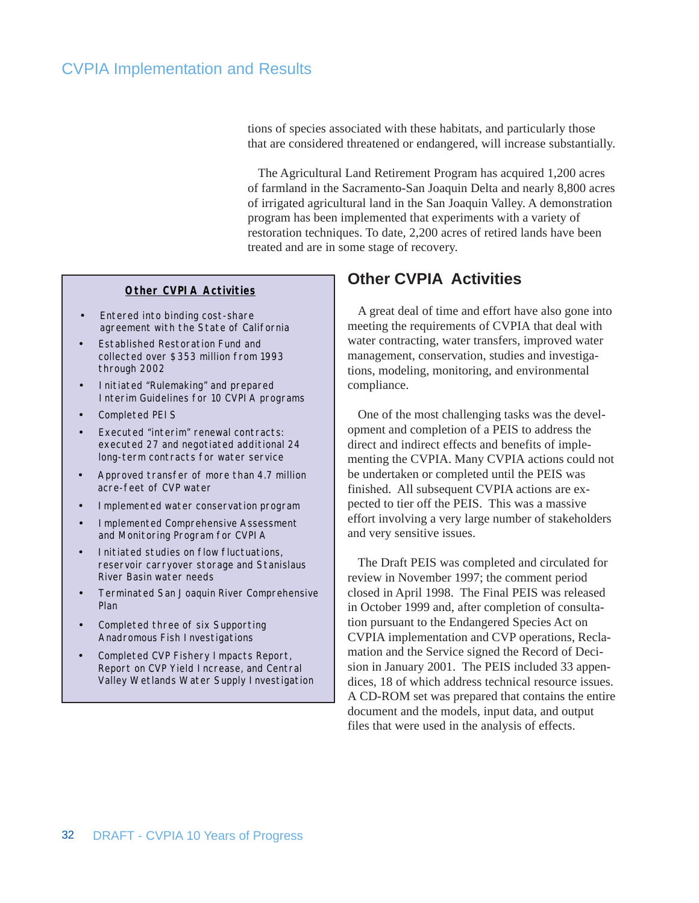tions of species associated with these habitats, and particularly those that are considered threatened or endangered, will increase substantially.

The Agricultural Land Retirement Program has acquired 1,200 acres of farmland in the Sacramento-San Joaquin Delta and nearly 8,800 acres of irrigated agricultural land in the San Joaquin Valley. A demonstration program has been implemented that experiments with a variety of restoration techniques. To date, 2,200 acres of retired lands have been treated and are in some stage of recovery.

**Other CVPIA Activities**

- Entered into binding cost-share agreement with the State of California
- Established Restoration Fund and collected over $353 million from 1993 through 2002
- Initiated "Rulemaking" and prepared Interim Guidelines for 10 CVPIA programs
- Completed PEIS
- Executed "interim" renewal contracts: executed 27 and negotiated additional 24 long-term contracts for water service
- Approved transfer of more than 4.7 million acre-feet of CVP water
- Implemented water conservation program
- Implemented Comprehensive Assessment and Monitoring Program for CVPIA
- Initiated studies on flow fluctuations, reservoir carryover storage and Stanislaus River Basin water needs
- Terminated San Joaquin River Comprehensive Plan
- Completed three of six Supporting Anadromous Fish Investigations
- Completed CVP Fishery Impacts Report, Report on CVP Yield Increase, and Central Valley Wetlands Water Supply Investigation

## Other CVPIA Activities

A great deal of time and effort have also gone into meeting the requirements of CVPIA that deal with water contracting, water transfers, improved water management, conservation, studies and investigations, modeling, monitoring, and environmental compliance.

One of the most challenging tasks was the development and completion of a PEIS to address the direct and indirect effects and benefits of implementing the CVPIA. Many CVPIA actions could not be undertaken or completed until the PEIS was finished. All subsequent CVPIA actions are expected to tier off the PEIS. This was a massive effort involving a very large number of stakeholders and very sensitive issues.

The Draft PEIS was completed and circulated for review in November 1997; the comment period closed in April 1998. The Final PEIS was released in October 1999 and, after completion of consultation pursuant to the Endangered Species Act on CVPIA implementation and CVP operations, Reclamation and the Service signed the Record of Decision in January 2001. The PEIS included 33 appendices, 18 of which address technical resource issues. A CD-ROM set was prepared that contains the entire document and the models, input data, and output files that were used in the analysis of effects.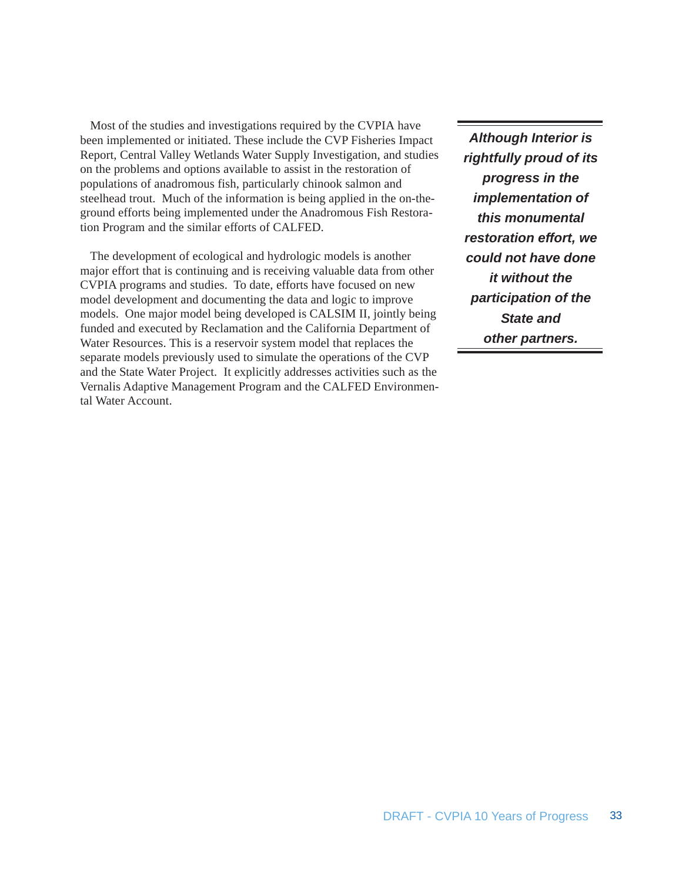Most of the studies and investigations required by the CVPIA have been implemented or initiated. These include the CVP Fisheries Impact Report, Central Valley Wetlands Water Supply Investigation, and studies on the problems and options available to assist in the restoration of populations of anadromous fish, particularly chinook salmon and steelhead trout. Much of the information is being applied in the on-the-ground efforts being implemented under the Anadromous Fish Restoration Program and the similar efforts of CALFED.

The development of ecological and hydrologic models is another major effort that is continuing and is receiving valuable data from other CVPIA programs and studies. To date, efforts have focused on new model development and documenting the data and logic to improve models. One major model being developed is CALSIM II, jointly being funded and executed by Reclamation and the California Department of Water Resources. This is a reservoir system model that replaces the separate models previously used to simulate the operations of the CVP and the State Water Project. It explicitly addresses activities such as the Vernalis Adaptive Management Program and the CALFED Environmental Water Account.

***Although Interior is rightfully proud of its progress in the implementation of this monumental restoration effort, we could not have done it without the participation of the State and other partners.***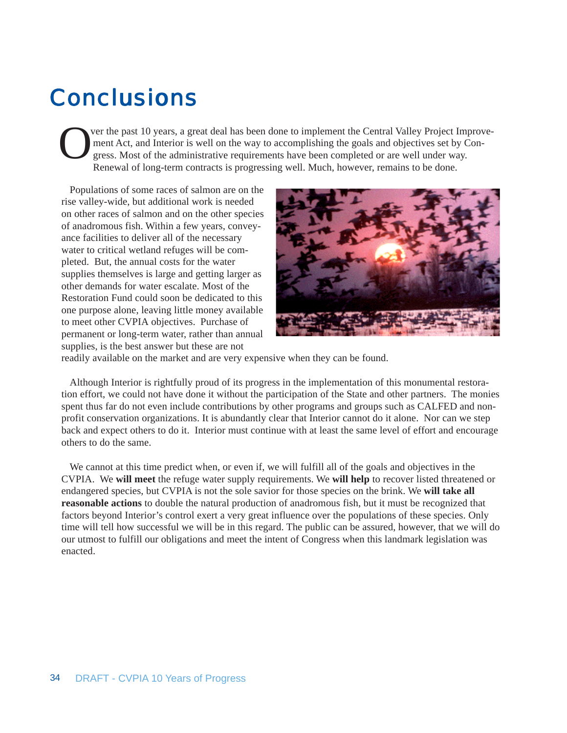# Conclusions

Over the past 10 years, a great deal has been done to implement the Central Valley Project Improvement Act, and Interior is well on the way to accomplishing the goals and objectives set by Congress. Most of the administrative requirements have been completed or are well under way. Renewal of long-term contracts is progressing well. Much, however, remains to be done.

Populations of some races of salmon are on the rise valley-wide, but additional work is needed on other races of salmon and on the other species of anadromous fish. Within a few years, conveyance facilities to deliver all of the necessary water to critical wetland refuges will be completed. But, the annual costs for the water supplies themselves is large and getting larger as other demands for water escalate. Most of the Restoration Fund could soon be dedicated to this one purpose alone, leaving little money available to meet other CVPIA objectives. Purchase of permanent or long-term water, rather than annual supplies, is the best answer but these are not readily available on the market and are very expensive when they can be found.

Although Interior is rightfully proud of its progress in the implementation of this monumental restoration effort, we could not have done it without the participation of the State and other partners. The monies spent thus far do not even include contributions by other programs and groups such as CALFED and non-profit conservation organizations. It is abundantly clear that Interior cannot do it alone. Nor can we step back and expect others to do it. Interior must continue with at least the same level of effort and encourage others to do the same.

We cannot at this time predict when, or even if, we will fulfill all of the goals and objectives in the CVPIA. We **will meet** the refuge water supply requirements. We **will help** to recover listed threatened or endangered species, but CVPIA is not the sole savior for those species on the brink. We **will take all reasonable actions** to double the natural production of anadromous fish, but it must be recognized that factors beyond Interior's control exert a very great influence over the populations of these species. Only time will tell how successful we will be in this regard. The public can be assured, however, that we will do our utmost to fulfill our obligations and meet the intent of Congress when this landmark legislation was enacted.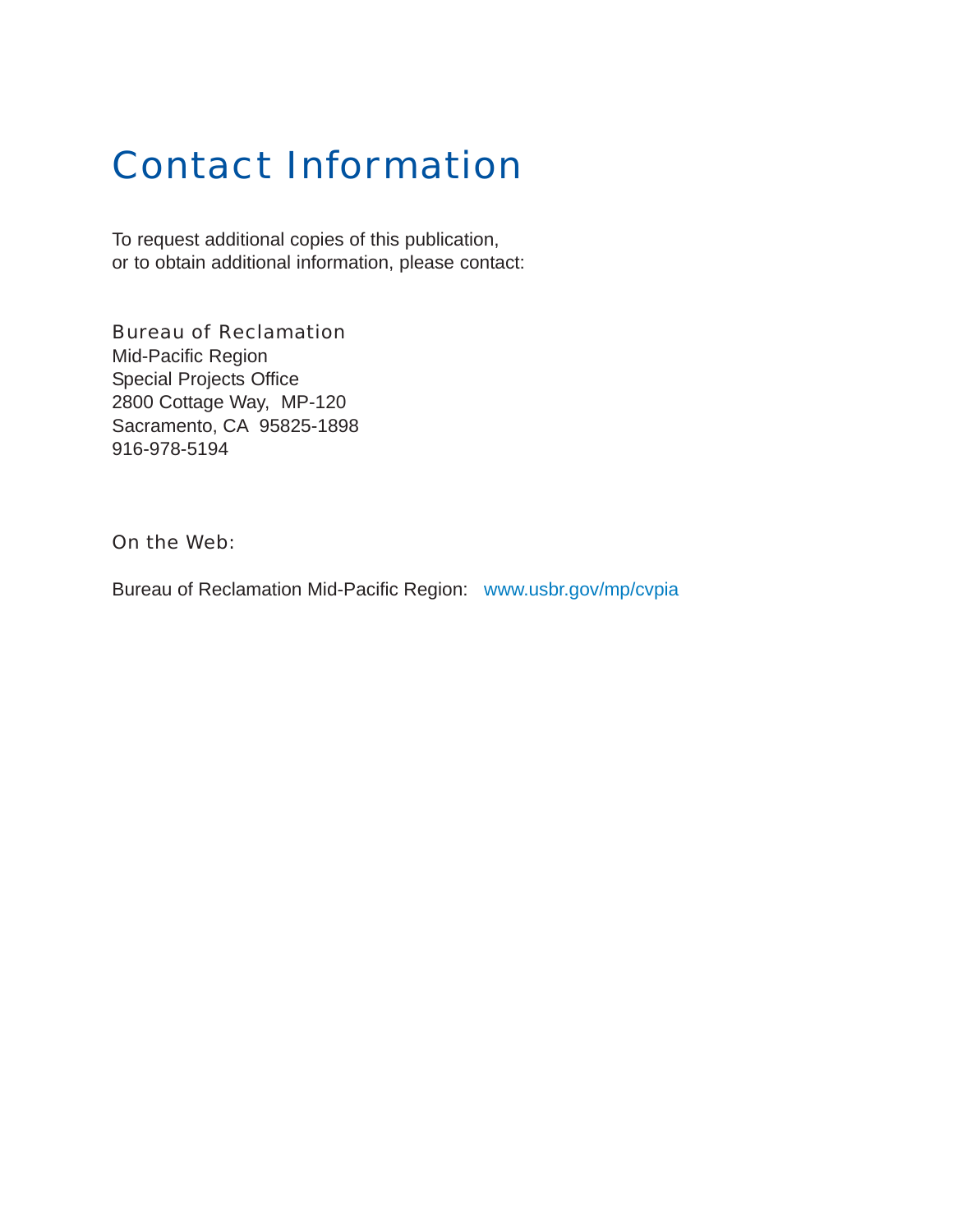# Contact Information

To request additional copies of this publication,
or to obtain additional information, please contact:

Bureau of Reclamation
Mid-Pacific Region
Special Projects Office
2800 Cottage Way, MP-120
Sacramento, CA 95825-1898
916-978-5194

On the Web:

Bureau of Reclamation Mid-Pacific Region: www.usbr.gov/mp/cvpia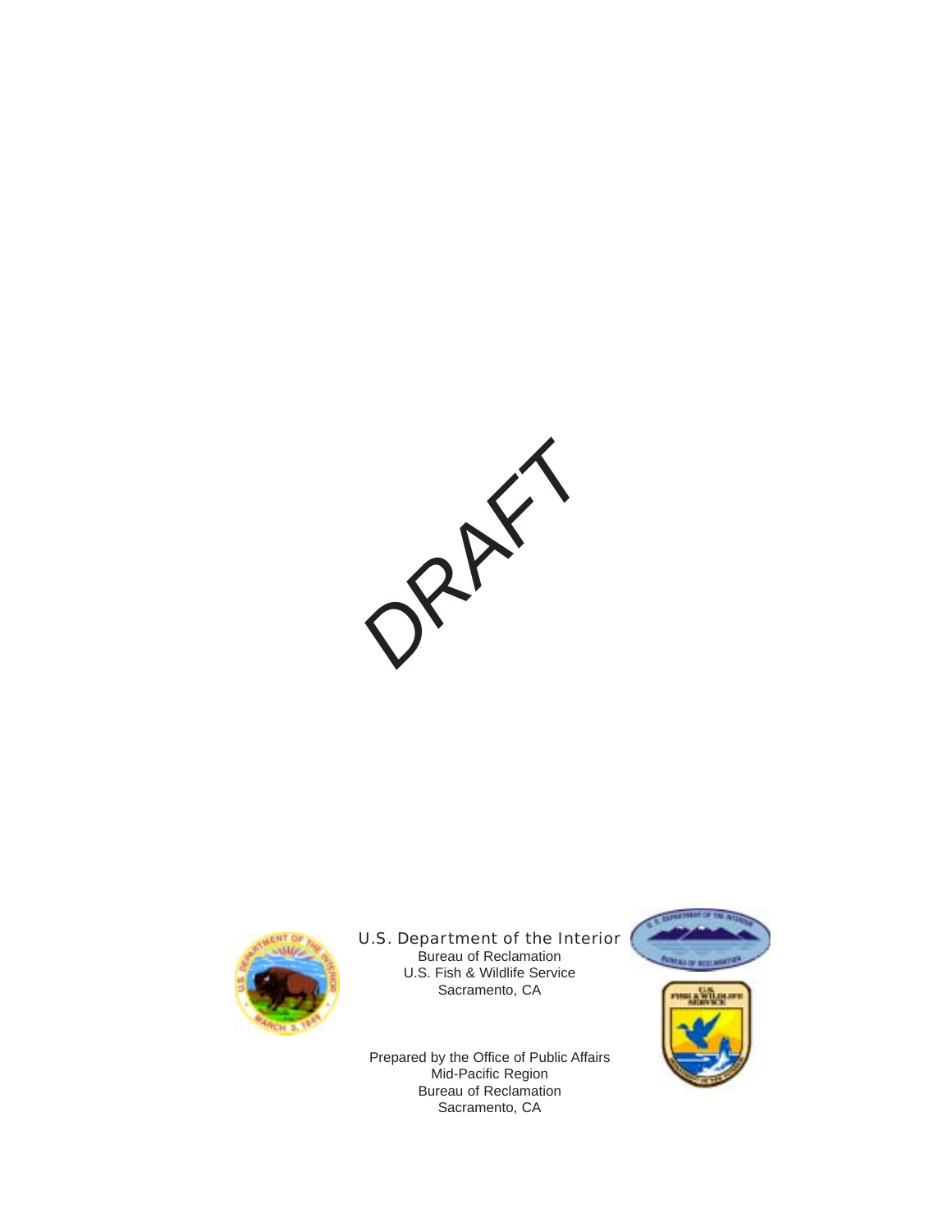DRAFT

U.S. Department of the Interior
Bureau of Reclamation
U.S. Fish & Wildlife Service
Sacramento, CA

Prepared by the Office of Public Affairs
Mid-Pacific Region
Bureau of Reclamation
Sacramento, CA